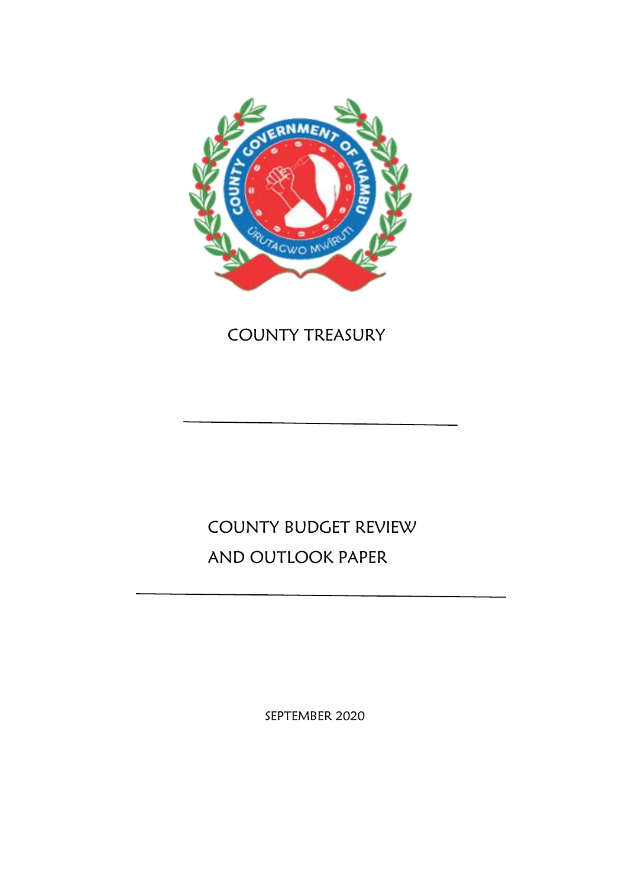COUNTY TREASURY

# COUNTY BUDGET REVIEW AND OUTLOOK PAPER

SEPTEMBER 2020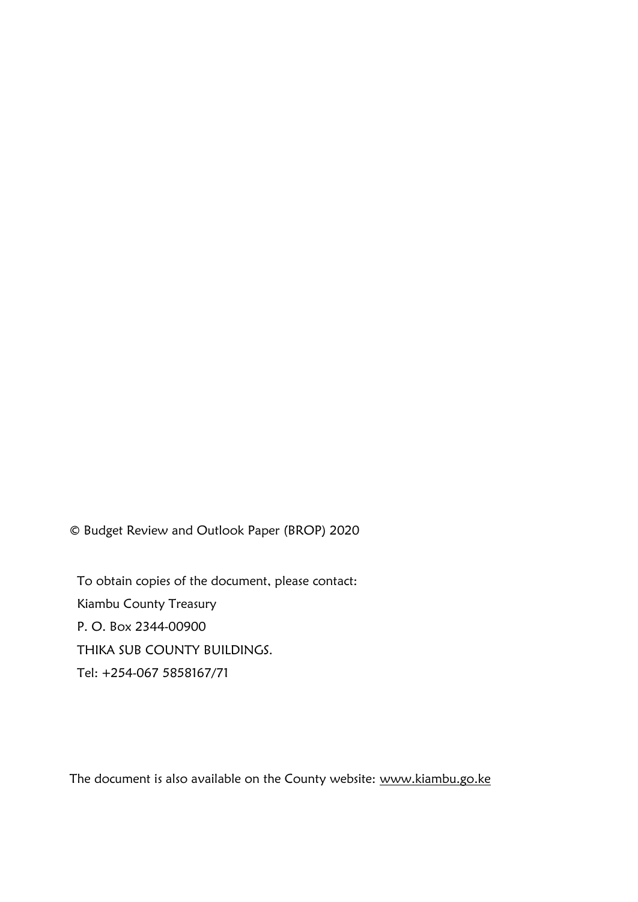© Budget Review and Outlook Paper (BROP) 2020

To obtain copies of the document, please contact:

Kiambu County Treasury

P. O. Box 2344-00900

THIKA SUB COUNTY BUILDINGS.

Tel: +254-067 5858167/71

The document is also available on the County website: www.kiambu.go.ke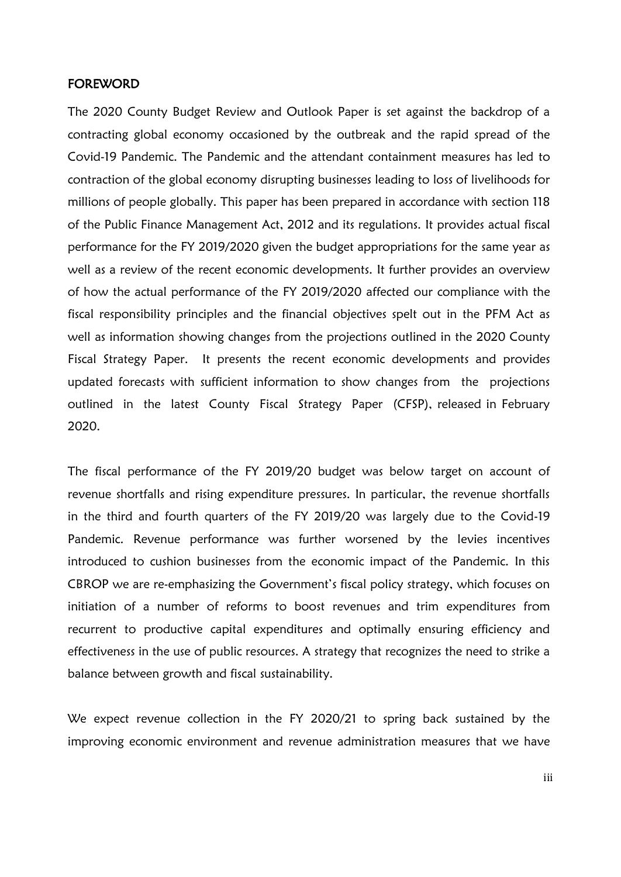## FOREWORD

The 2020 County Budget Review and Outlook Paper is set against the backdrop of a contracting global economy occasioned by the outbreak and the rapid spread of the Covid-19 Pandemic. The Pandemic and the attendant containment measures has led to contraction of the global economy disrupting businesses leading to loss of livelihoods for millions of people globally. This paper has been prepared in accordance with section 118 of the Public Finance Management Act, 2012 and its regulations. It provides actual fiscal performance for the FY 2019/2020 given the budget appropriations for the same year as well as a review of the recent economic developments. It further provides an overview of how the actual performance of the FY 2019/2020 affected our compliance with the fiscal responsibility principles and the financial objectives spelt out in the PFM Act as well as information showing changes from the projections outlined in the 2020 County Fiscal Strategy Paper. It presents the recent economic developments and provides updated forecasts with sufficient information to show changes from the projections outlined in the latest County Fiscal Strategy Paper (CFSP), released in February 2020.

The fiscal performance of the FY 2019/20 budget was below target on account of revenue shortfalls and rising expenditure pressures. In particular, the revenue shortfalls in the third and fourth quarters of the FY 2019/20 was largely due to the Covid-19 Pandemic. Revenue performance was further worsened by the levies incentives introduced to cushion businesses from the economic impact of the Pandemic. In this CBROP we are re-emphasizing the Government's fiscal policy strategy, which focuses on initiation of a number of reforms to boost revenues and trim expenditures from recurrent to productive capital expenditures and optimally ensuring efficiency and effectiveness in the use of public resources. A strategy that recognizes the need to strike a balance between growth and fiscal sustainability.

We expect revenue collection in the FY 2020/21 to spring back sustained by the improving economic environment and revenue administration measures that we have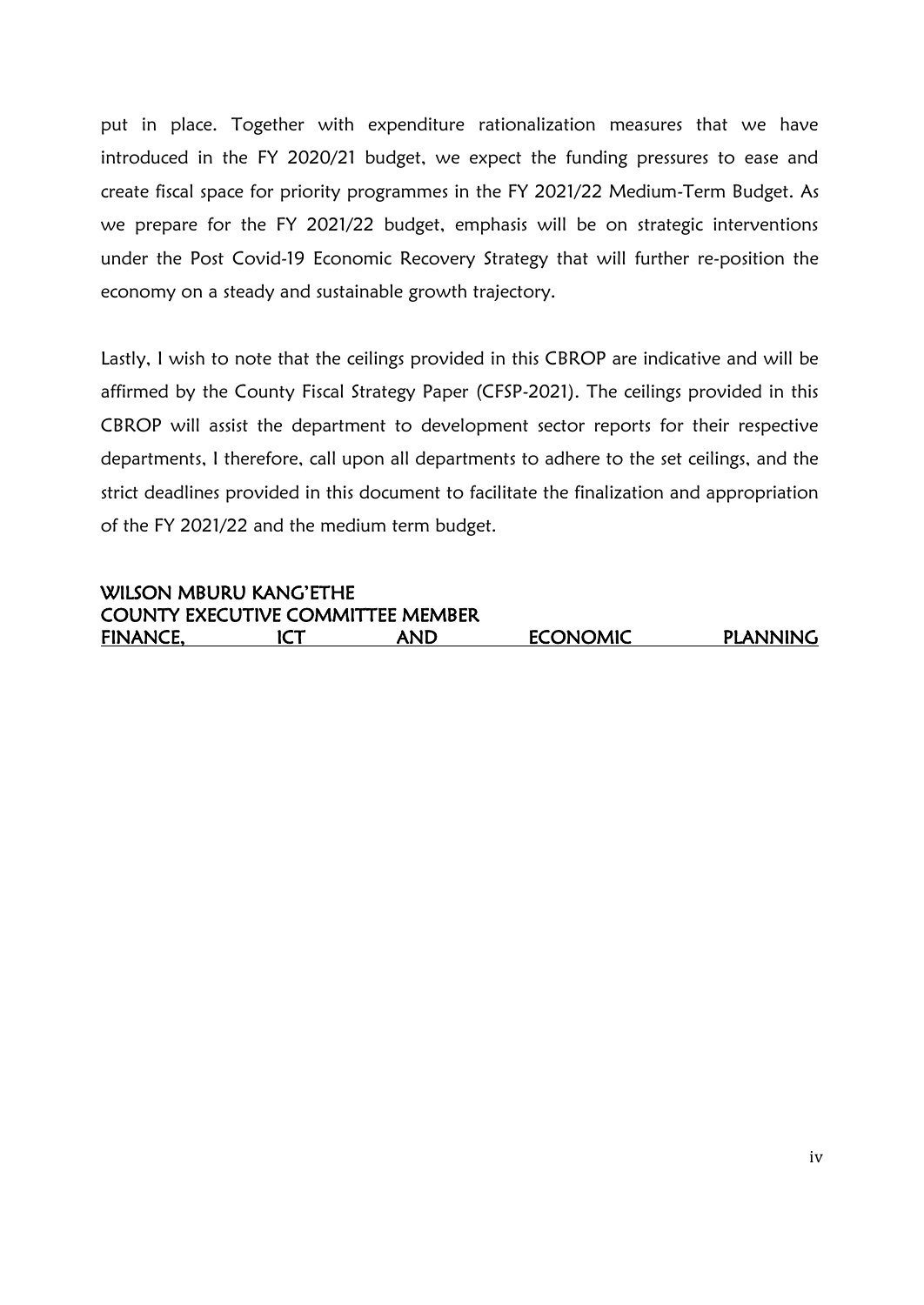put in place. Together with expenditure rationalization measures that we have introduced in the FY 2020/21 budget, we expect the funding pressures to ease and create fiscal space for priority programmes in the FY 2021/22 Medium-Term Budget. As we prepare for the FY 2021/22 budget, emphasis will be on strategic interventions under the Post Covid-19 Economic Recovery Strategy that will further re-position the economy on a steady and sustainable growth trajectory.

Lastly, I wish to note that the ceilings provided in this CBROP are indicative and will be affirmed by the County Fiscal Strategy Paper (CFSP-2021). The ceilings provided in this CBROP will assist the department to development sector reports for their respective departments, I therefore, call upon all departments to adhere to the set ceilings, and the strict deadlines provided in this document to facilitate the finalization and appropriation of the FY 2021/22 and the medium term budget.

**WILSON MBURU KANG'ETHE**
**COUNTY EXECUTIVE COMMITTEE MEMBER**
**FINANCE, ICT AND ECONOMIC PLANNING**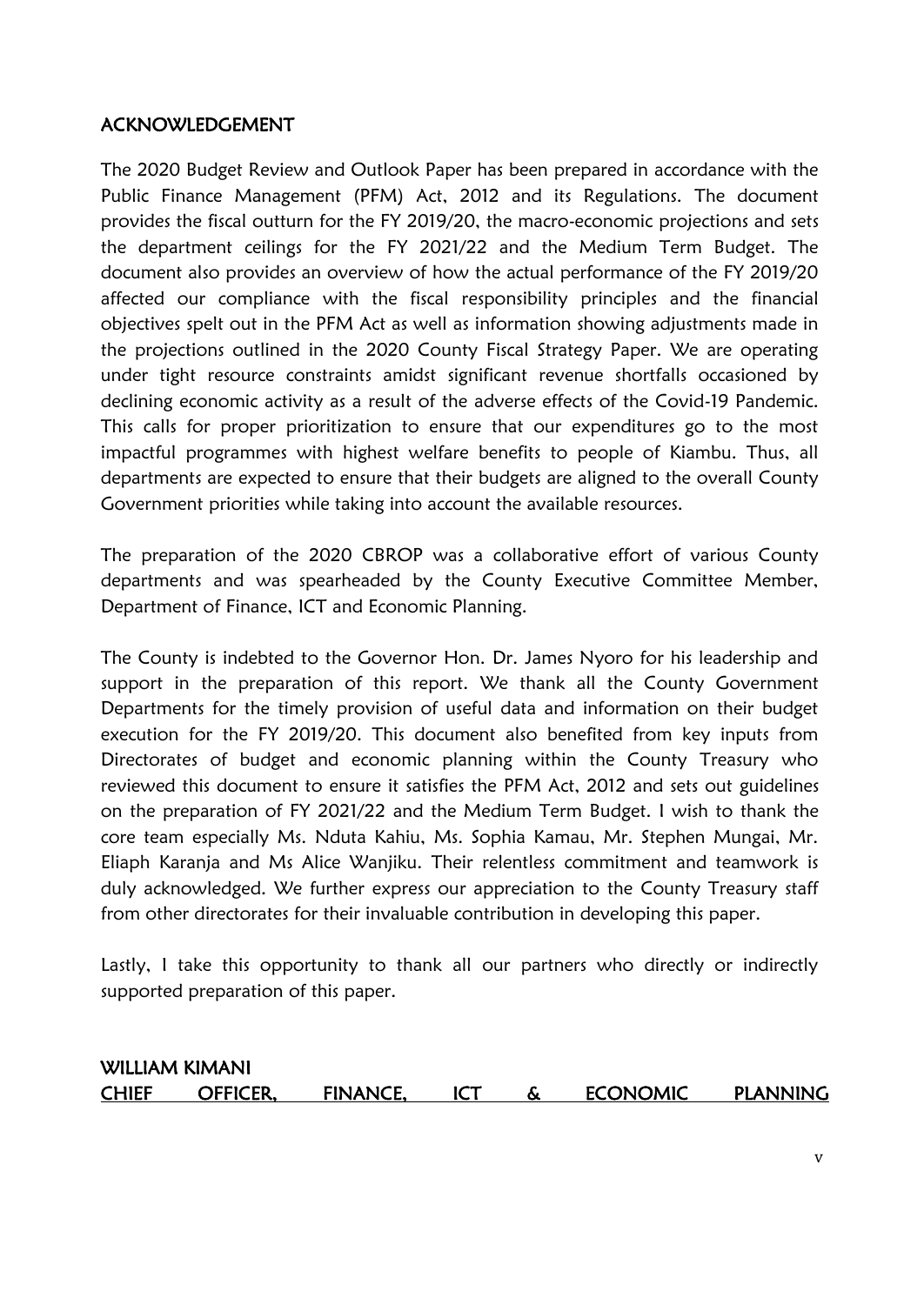## ACKNOWLEDGEMENT

The 2020 Budget Review and Outlook Paper has been prepared in accordance with the Public Finance Management (PFM) Act, 2012 and its Regulations. The document provides the fiscal outturn for the FY 2019/20, the macro-economic projections and sets the department ceilings for the FY 2021/22 and the Medium Term Budget. The document also provides an overview of how the actual performance of the FY 2019/20 affected our compliance with the fiscal responsibility principles and the financial objectives spelt out in the PFM Act as well as information showing adjustments made in the projections outlined in the 2020 County Fiscal Strategy Paper. We are operating under tight resource constraints amidst significant revenue shortfalls occasioned by declining economic activity as a result of the adverse effects of the Covid-19 Pandemic. This calls for proper prioritization to ensure that our expenditures go to the most impactful programmes with highest welfare benefits to people of Kiambu. Thus, all departments are expected to ensure that their budgets are aligned to the overall County Government priorities while taking into account the available resources.

The preparation of the 2020 CBROP was a collaborative effort of various County departments and was spearheaded by the County Executive Committee Member, Department of Finance, ICT and Economic Planning.

The County is indebted to the Governor Hon. Dr. James Nyoro for his leadership and support in the preparation of this report. We thank all the County Government Departments for the timely provision of useful data and information on their budget execution for the FY 2019/20. This document also benefited from key inputs from Directorates of budget and economic planning within the County Treasury who reviewed this document to ensure it satisfies the PFM Act, 2012 and sets out guidelines on the preparation of FY 2021/22 and the Medium Term Budget. I wish to thank the core team especially Ms. Nduta Kahiu, Ms. Sophia Kamau, Mr. Stephen Mungai, Mr. Eliaph Karanja and Ms Alice Wanjiku. Their relentless commitment and teamwork is duly acknowledged. We further express our appreciation to the County Treasury staff from other directorates for their invaluable contribution in developing this paper.

Lastly, I take this opportunity to thank all our partners who directly or indirectly supported preparation of this paper.

**WILLIAM KIMANI**
**CHIEF OFFICER, FINANCE, ICT & ECONOMIC PLANNING**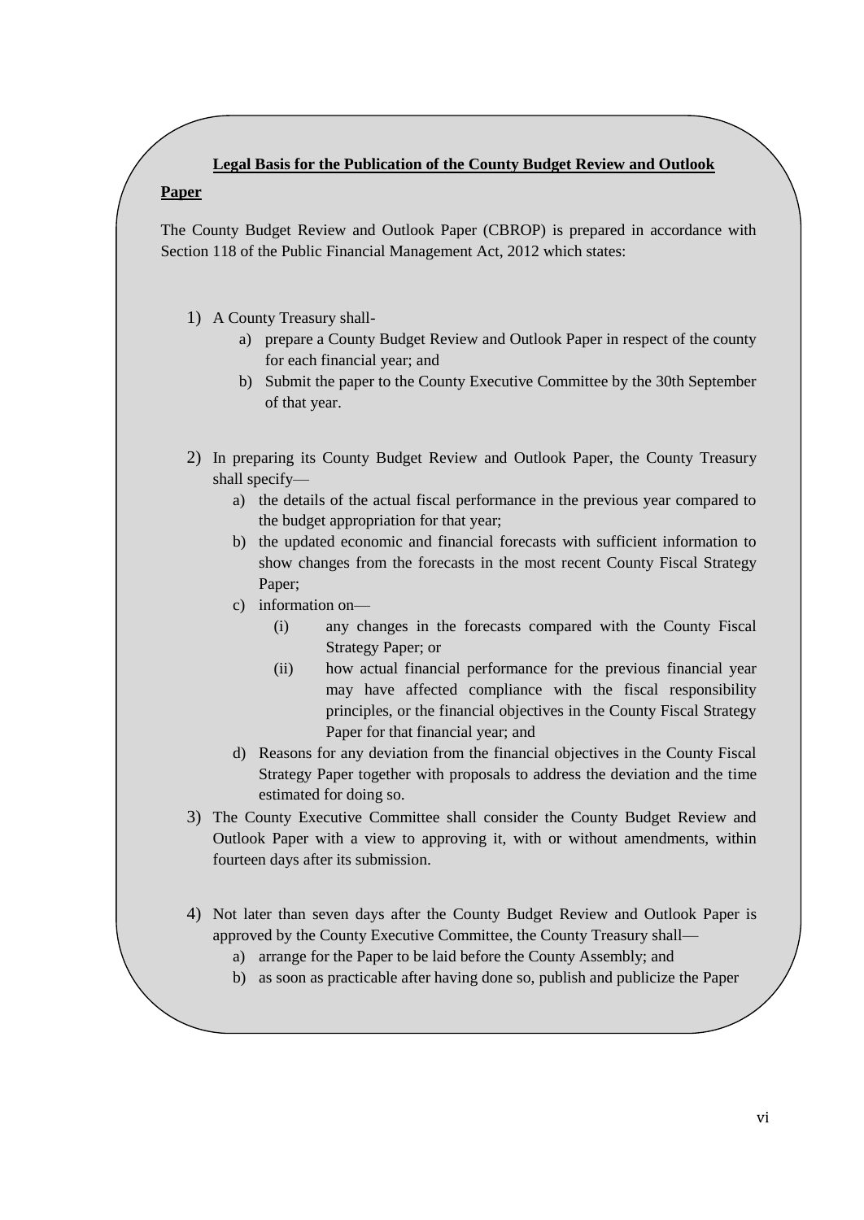## Legal Basis for the Publication of the County Budget Review and Outlook Paper

The County Budget Review and Outlook Paper (CBROP) is prepared in accordance with Section 118 of the Public Financial Management Act, 2012 which states:

1) A County Treasury shall-
   a) prepare a County Budget Review and Outlook Paper in respect of the county for each financial year; and
   b) Submit the paper to the County Executive Committee by the 30th September of that year.

2) In preparing its County Budget Review and Outlook Paper, the County Treasury shall specify—
   a) the details of the actual fiscal performance in the previous year compared to the budget appropriation for that year;
   b) the updated economic and financial forecasts with sufficient information to show changes from the forecasts in the most recent County Fiscal Strategy Paper;
   c) information on—
      (i) any changes in the forecasts compared with the County Fiscal Strategy Paper; or
      (ii) how actual financial performance for the previous financial year may have affected compliance with the fiscal responsibility principles, or the financial objectives in the County Fiscal Strategy Paper for that financial year; and
   d) Reasons for any deviation from the financial objectives in the County Fiscal Strategy Paper together with proposals to address the deviation and the time estimated for doing so.

3) The County Executive Committee shall consider the County Budget Review and Outlook Paper with a view to approving it, with or without amendments, within fourteen days after its submission.

4) Not later than seven days after the County Budget Review and Outlook Paper is approved by the County Executive Committee, the County Treasury shall—
   a) arrange for the Paper to be laid before the County Assembly; and
   b) as soon as practicable after having done so, publish and publicize the Paper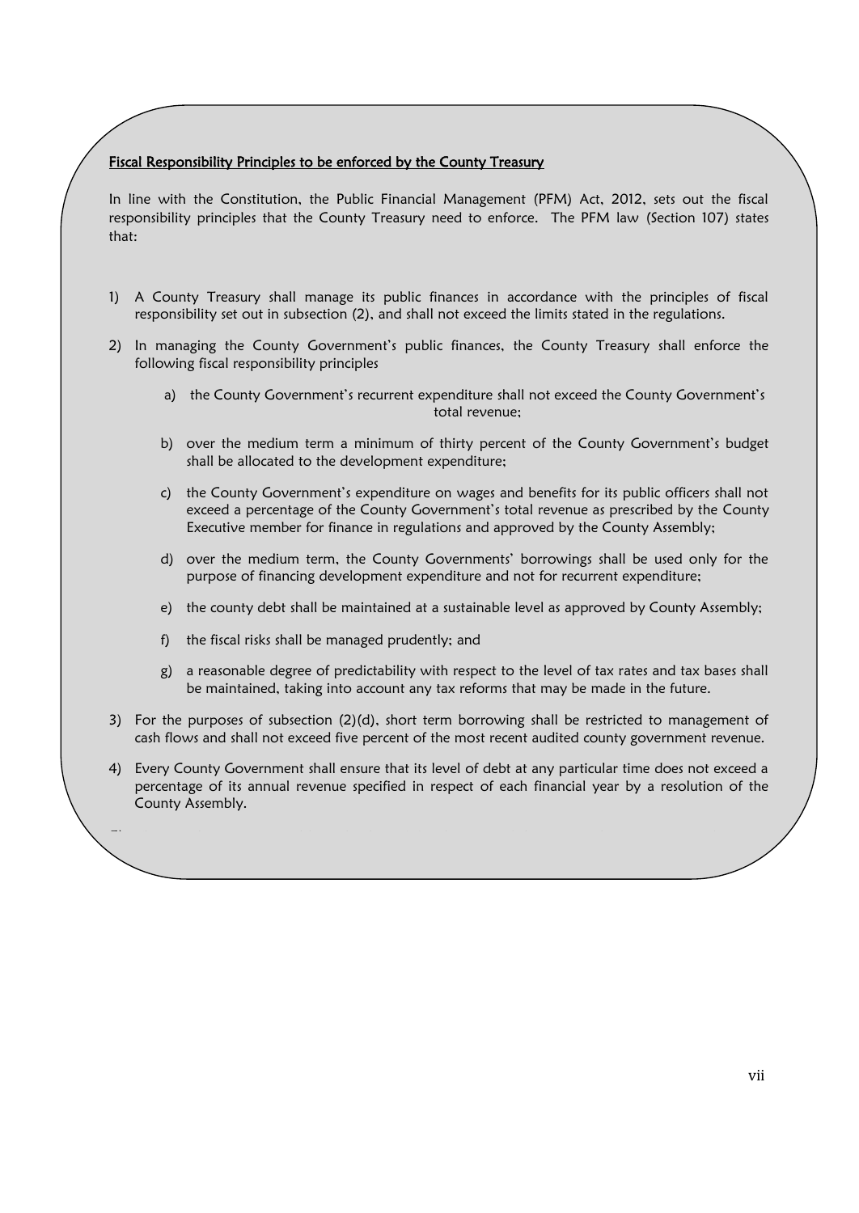## Fiscal Responsibility Principles to be enforced by the County Treasury

In line with the Constitution, the Public Financial Management (PFM) Act, 2012, sets out the fiscal responsibility principles that the County Treasury need to enforce. The PFM law (Section 107) states that:

1) A County Treasury shall manage its public finances in accordance with the principles of fiscal responsibility set out in subsection (2), and shall not exceed the limits stated in the regulations.

2) In managing the County Government's public finances, the County Treasury shall enforce the following fiscal responsibility principles

    a) the County Government's recurrent expenditure shall not exceed the County Government's total revenue;

    b) over the medium term a minimum of thirty percent of the County Government's budget shall be allocated to the development expenditure;

    c) the County Government's expenditure on wages and benefits for its public officers shall not exceed a percentage of the County Government's total revenue as prescribed by the County Executive member for finance in regulations and approved by the County Assembly;

    d) over the medium term, the County Governments' borrowings shall be used only for the purpose of financing development expenditure and not for recurrent expenditure;

    e) the county debt shall be maintained at a sustainable level as approved by County Assembly;

    f) the fiscal risks shall be managed prudently; and

    g) a reasonable degree of predictability with respect to the level of tax rates and tax bases shall be maintained, taking into account any tax reforms that may be made in the future.

3) For the purposes of subsection (2)(d), short term borrowing shall be restricted to management of cash flows and shall not exceed five percent of the most recent audited county government revenue.

4) Every County Government shall ensure that its level of debt at any particular time does not exceed a percentage of its annual revenue specified in respect of each financial year by a resolution of the County Assembly.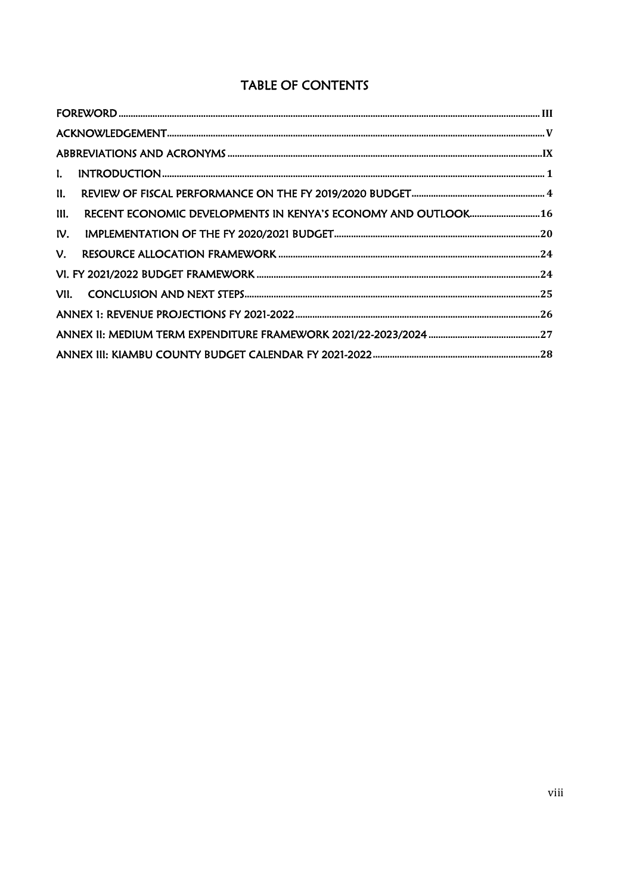# TABLE OF CONTENTS

FOREWORD ........ III

ACKNOWLEDGEMENT ........ V

ABBREVIATIONS AND ACRONYMS ........ IX

I. INTRODUCTION ........ 1

II. REVIEW OF FISCAL PERFORMANCE ON THE FY 2019/2020 BUDGET ........ 4

III. RECENT ECONOMIC DEVELOPMENTS IN KENYA'S ECONOMY AND OUTLOOK ........ 16

IV. IMPLEMENTATION OF THE FY 2020/2021 BUDGET ........ 20

V. RESOURCE ALLOCATION FRAMEWORK ........ 24

VI. FY 2021/2022 BUDGET FRAMEWORK ........ 24

VII. CONCLUSION AND NEXT STEPS ........ 25

ANNEX 1: REVENUE PROJECTIONS FY 2021-2022 ........ 26

ANNEX II: MEDIUM TERM EXPENDITURE FRAMEWORK 2021/22-2023/2024 ........ 27

ANNEX III: KIAMBU COUNTY BUDGET CALENDAR FY 2021-2022 ........ 28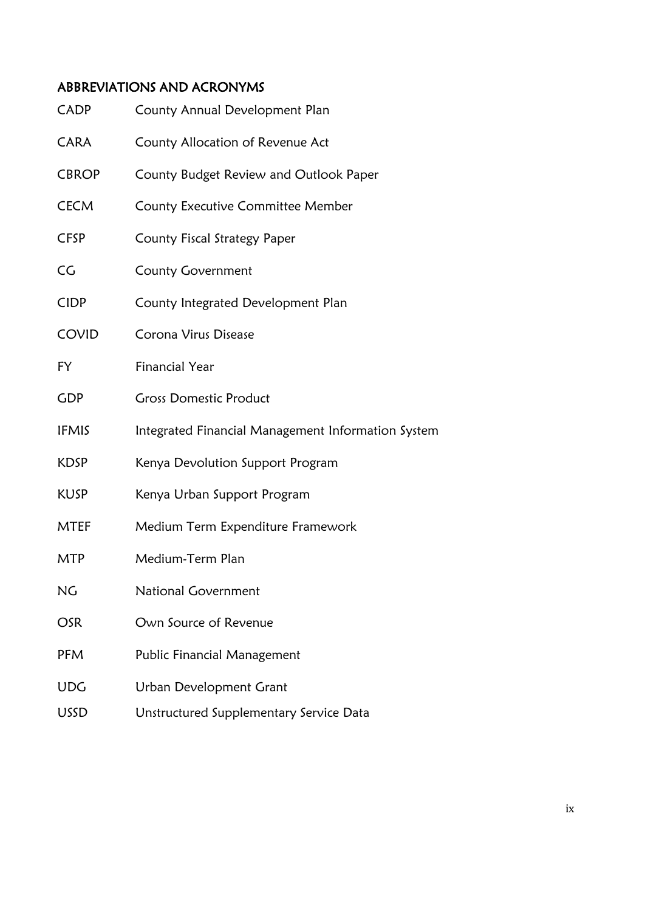## ABBREVIATIONS AND ACRONYMS

| | |
|---|---|
| CADP | County Annual Development Plan |
| CARA | County Allocation of Revenue Act |
| CBROP | County Budget Review and Outlook Paper |
| CECM | County Executive Committee Member |
| CFSP | County Fiscal Strategy Paper |
| CG | County Government |
| CIDP | County Integrated Development Plan |
| COVID | Corona Virus Disease |
| FY | Financial Year |
| GDP | Gross Domestic Product |
| IFMIS | Integrated Financial Management Information System |
| KDSP | Kenya Devolution Support Program |
| KUSP | Kenya Urban Support Program |
| MTEF | Medium Term Expenditure Framework |
| MTP | Medium-Term Plan |
| NG | National Government |
| OSR | Own Source of Revenue |
| PFM | Public Financial Management |
| UDG | Urban Development Grant |
| USSD | Unstructured Supplementary Service Data |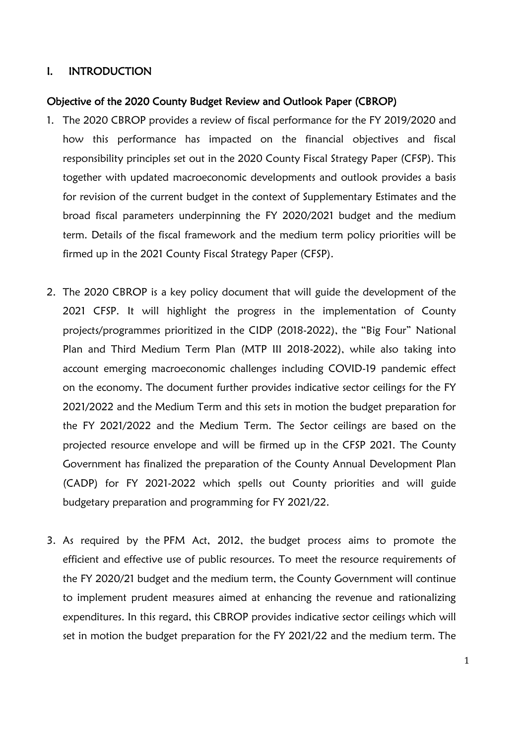# I. INTRODUCTION

## Objective of the 2020 County Budget Review and Outlook Paper (CBROP)

1. The 2020 CBROP provides a review of fiscal performance for the FY 2019/2020 and how this performance has impacted on the financial objectives and fiscal responsibility principles set out in the 2020 County Fiscal Strategy Paper (CFSP). This together with updated macroeconomic developments and outlook provides a basis for revision of the current budget in the context of Supplementary Estimates and the broad fiscal parameters underpinning the FY 2020/2021 budget and the medium term. Details of the fiscal framework and the medium term policy priorities will be firmed up in the 2021 County Fiscal Strategy Paper (CFSP).

2. The 2020 CBROP is a key policy document that will guide the development of the 2021 CFSP. It will highlight the progress in the implementation of County projects/programmes prioritized in the CIDP (2018-2022), the "Big Four" National Plan and Third Medium Term Plan (MTP III 2018-2022), while also taking into account emerging macroeconomic challenges including COVID-19 pandemic effect on the economy. The document further provides indicative sector ceilings for the FY 2021/2022 and the Medium Term and this sets in motion the budget preparation for the FY 2021/2022 and the Medium Term. The Sector ceilings are based on the projected resource envelope and will be firmed up in the CFSP 2021. The County Government has finalized the preparation of the County Annual Development Plan (CADP) for FY 2021-2022 which spells out County priorities and will guide budgetary preparation and programming for FY 2021/22.

3. As required by the PFM Act, 2012, the budget process aims to promote the efficient and effective use of public resources. To meet the resource requirements of the FY 2020/21 budget and the medium term, the County Government will continue to implement prudent measures aimed at enhancing the revenue and rationalizing expenditures. In this regard, this CBROP provides indicative sector ceilings which will set in motion the budget preparation for the FY 2021/22 and the medium term. The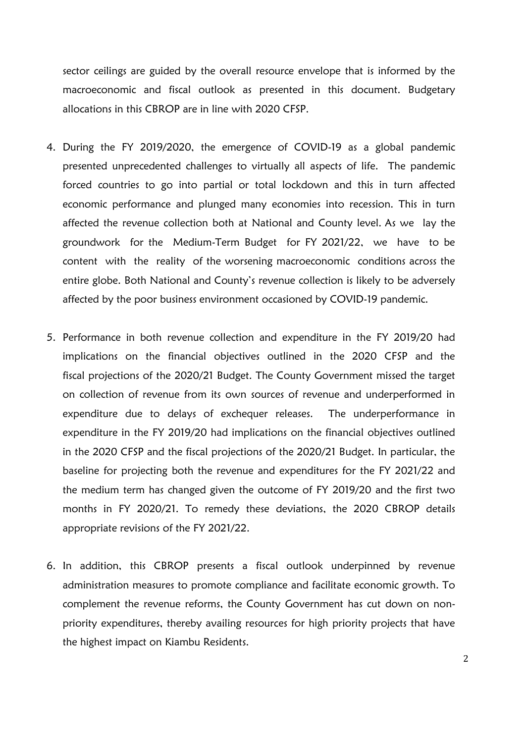sector ceilings are guided by the overall resource envelope that is informed by the macroeconomic and fiscal outlook as presented in this document. Budgetary allocations in this CBROP are in line with 2020 CFSP.

4. During the FY 2019/2020, the emergence of COVID-19 as a global pandemic presented unprecedented challenges to virtually all aspects of life. The pandemic forced countries to go into partial or total lockdown and this in turn affected economic performance and plunged many economies into recession. This in turn affected the revenue collection both at National and County level. As we lay the groundwork for the Medium-Term Budget for FY 2021/22, we have to be content with the reality of the worsening macroeconomic conditions across the entire globe. Both National and County's revenue collection is likely to be adversely affected by the poor business environment occasioned by COVID-19 pandemic.

5. Performance in both revenue collection and expenditure in the FY 2019/20 had implications on the financial objectives outlined in the 2020 CFSP and the fiscal projections of the 2020/21 Budget. The County Government missed the target on collection of revenue from its own sources of revenue and underperformed in expenditure due to delays of exchequer releases. The underperformance in expenditure in the FY 2019/20 had implications on the financial objectives outlined in the 2020 CFSP and the fiscal projections of the 2020/21 Budget. In particular, the baseline for projecting both the revenue and expenditures for the FY 2021/22 and the medium term has changed given the outcome of FY 2019/20 and the first two months in FY 2020/21. To remedy these deviations, the 2020 CBROP details appropriate revisions of the FY 2021/22.

6. In addition, this CBROP presents a fiscal outlook underpinned by revenue administration measures to promote compliance and facilitate economic growth. To complement the revenue reforms, the County Government has cut down on non-priority expenditures, thereby availing resources for high priority projects that have the highest impact on Kiambu Residents.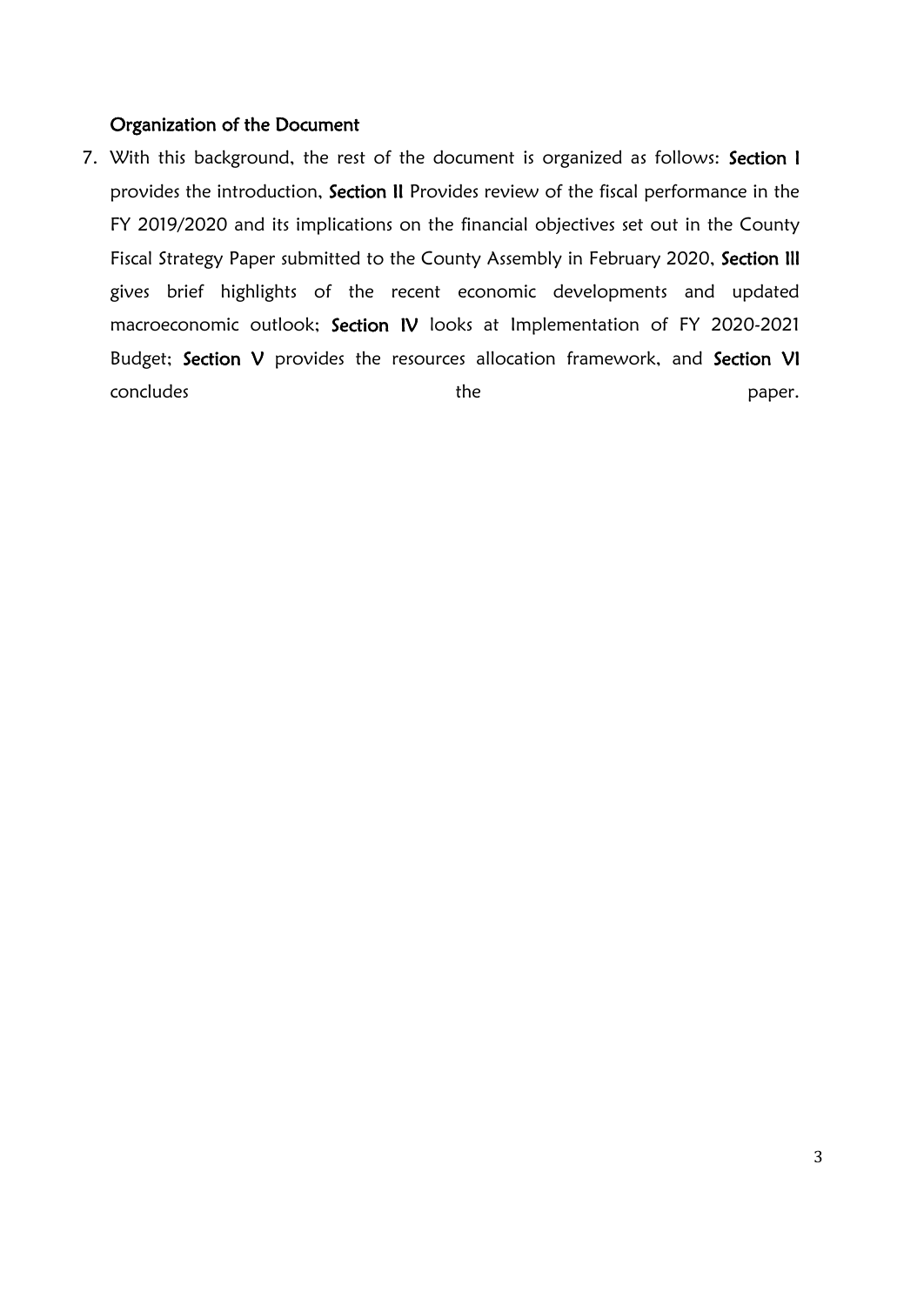### Organization of the Document

7. With this background, the rest of the document is organized as follows: **Section I** provides the introduction, **Section II** Provides review of the fiscal performance in the FY 2019/2020 and its implications on the financial objectives set out in the County Fiscal Strategy Paper submitted to the County Assembly in February 2020, **Section III** gives brief highlights of the recent economic developments and updated macroeconomic outlook; **Section IV** looks at Implementation of FY 2020-2021 Budget; **Section V** provides the resources allocation framework, and **Section VI** concludes the paper.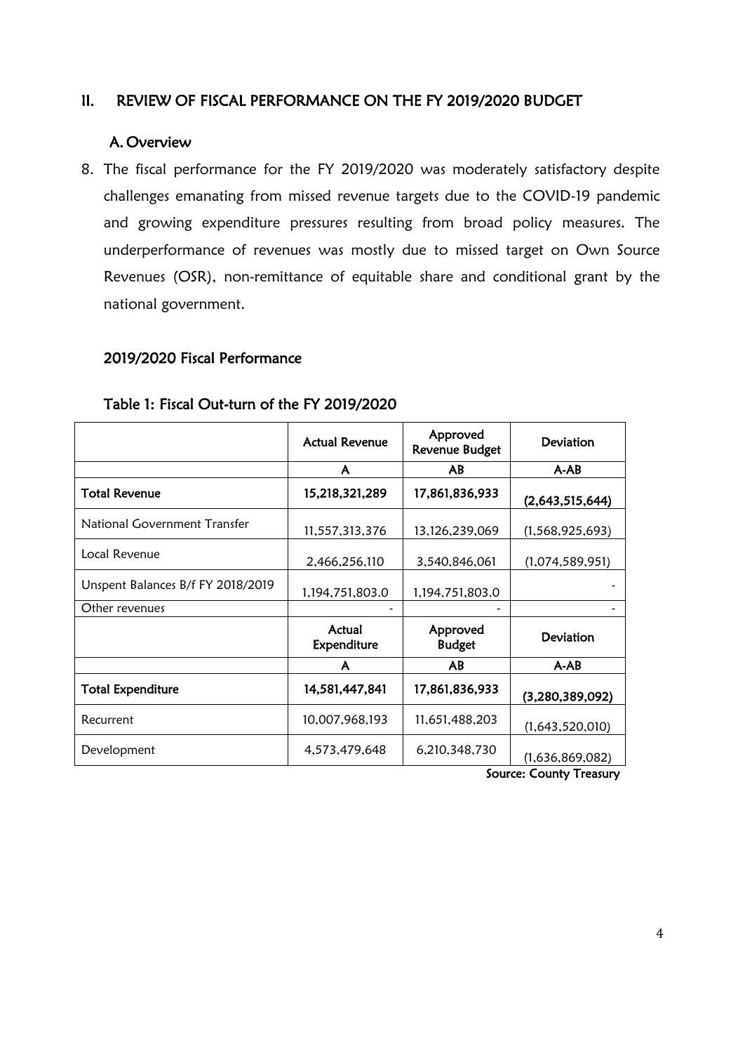## II. REVIEW OF FISCAL PERFORMANCE ON THE FY 2019/2020 BUDGET

### A. Overview

8. The fiscal performance for the FY 2019/2020 was moderately satisfactory despite challenges emanating from missed revenue targets due to the COVID-19 pandemic and growing expenditure pressures resulting from broad policy measures. The underperformance of revenues was mostly due to missed target on Own Source Revenues (OSR), non-remittance of equitable share and conditional grant by the national government.

### 2019/2020 Fiscal Performance

**Table 1: Fiscal Out-turn of the FY 2019/2020**

| | Actual Revenue | Approved Revenue Budget | Deviation |
|---|---|---|---|
| | A | AB | A-AB |
| **Total Revenue** | **15,218,321,289** | **17,861,836,933** | **(2,643,515,644)** |
| National Government Transfer | 11,557,313,376 | 13,126,239,069 | (1,568,925,693) |
| Local Revenue | 2,466,256,110 | 3,540,846,061 | (1,074,589,951) |
| Unspent Balances B/f FY 2018/2019 | 1,194,751,803.0 | 1,194,751,803.0 | - |
| Other revenues | - | - | - |
| | **Actual Expenditure** | **Approved Budget** | **Deviation** |
| | A | AB | A-AB |
| **Total Expenditure** | **14,581,447,841** | **17,861,836,933** | **(3,280,389,092)** |
| Recurrent | 10,007,968,193 | 11,651,488,203 | (1,643,520,010) |
| Development | 4,573,479,648 | 6,210,348,730 | (1,636,869,082) |

Source: County Treasury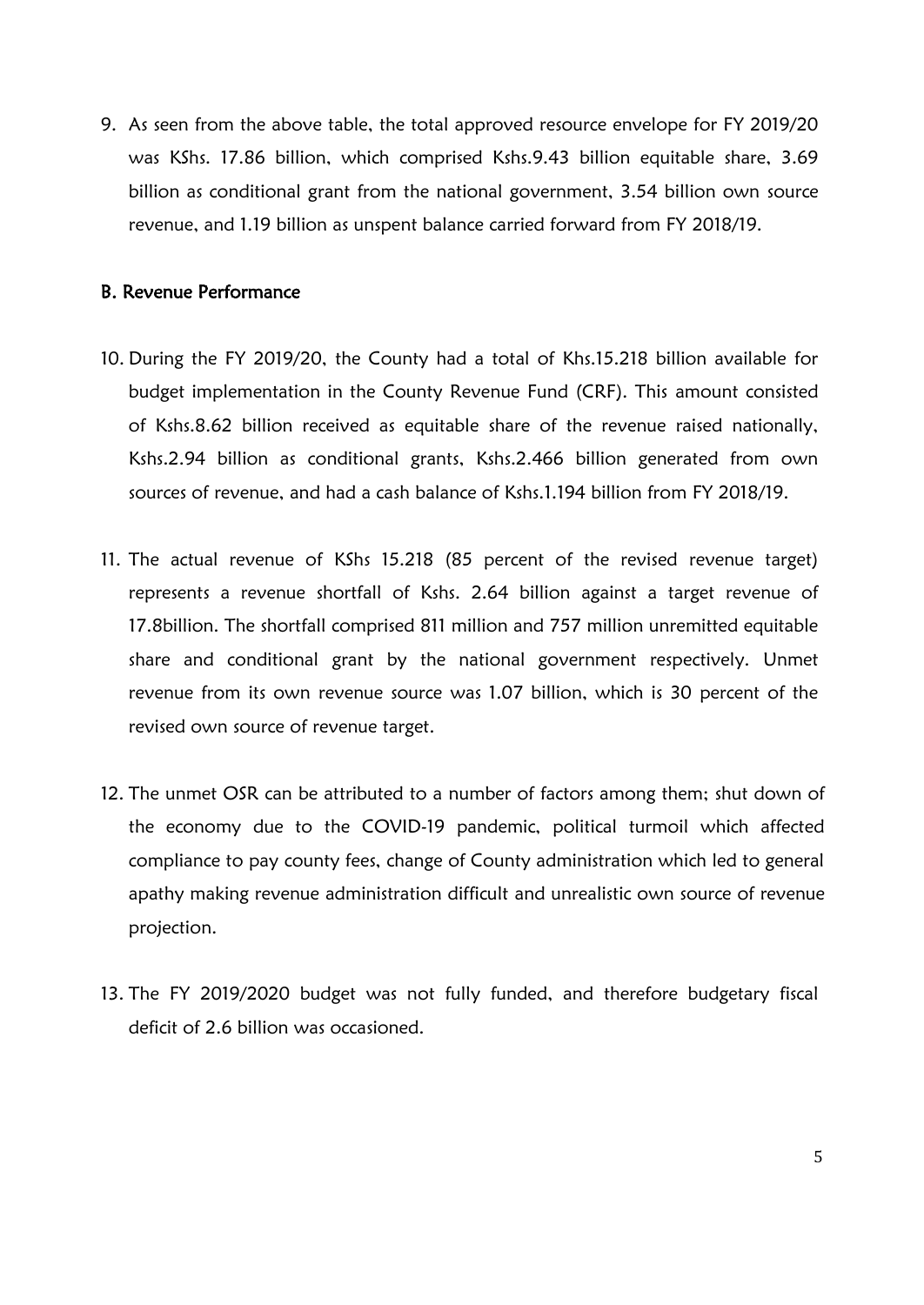9. As seen from the above table, the total approved resource envelope for FY 2019/20 was KShs. 17.86 billion, which comprised Kshs.9.43 billion equitable share, 3.69 billion as conditional grant from the national government, 3.54 billion own source revenue, and 1.19 billion as unspent balance carried forward from FY 2018/19.

## B. Revenue Performance

10. During the FY 2019/20, the County had a total of Khs.15.218 billion available for budget implementation in the County Revenue Fund (CRF). This amount consisted of Kshs.8.62 billion received as equitable share of the revenue raised nationally, Kshs.2.94 billion as conditional grants, Kshs.2.466 billion generated from own sources of revenue, and had a cash balance of Kshs.1.194 billion from FY 2018/19.

11. The actual revenue of KShs 15.218 (85 percent of the revised revenue target) represents a revenue shortfall of Kshs. 2.64 billion against a target revenue of 17.8billion. The shortfall comprised 811 million and 757 million unremitted equitable share and conditional grant by the national government respectively. Unmet revenue from its own revenue source was 1.07 billion, which is 30 percent of the revised own source of revenue target.

12. The unmet OSR can be attributed to a number of factors among them; shut down of the economy due to the COVID-19 pandemic, political turmoil which affected compliance to pay county fees, change of County administration which led to general apathy making revenue administration difficult and unrealistic own source of revenue projection.

13. The FY 2019/2020 budget was not fully funded, and therefore budgetary fiscal deficit of 2.6 billion was occasioned.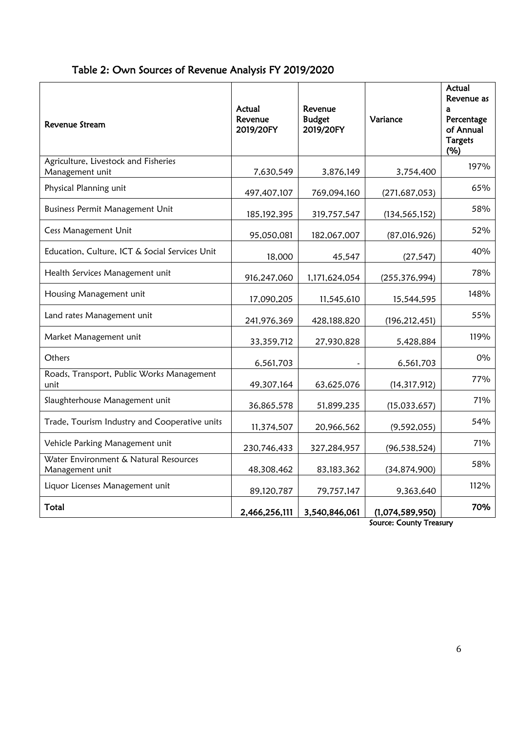## Table 2: Own Sources of Revenue Analysis FY 2019/2020

| Revenue Stream | Actual Revenue 2019/20FY | Revenue Budget 2019/20FY | Variance | Actual Revenue as a Percentage of Annual Targets (%) |
|---|---|---|---|---|
| Agriculture, Livestock and Fisheries Management unit | 7,630,549 | 3,876,149 | 3,754,400 | 197% |
| Physical Planning unit | 497,407,107 | 769,094,160 | (271,687,053) | 65% |
| Business Permit Management Unit | 185,192,395 | 319,757,547 | (134,565,152) | 58% |
| Cess Management Unit | 95,050,081 | 182,067,007 | (87,016,926) | 52% |
| Education, Culture, ICT & Social Services Unit | 18,000 | 45,547 | (27,547) | 40% |
| Health Services Management unit | 916,247,060 | 1,171,624,054 | (255,376,994) | 78% |
| Housing Management unit | 17,090,205 | 11,545,610 | 15,544,595 | 148% |
| Land rates Management unit | 241,976,369 | 428,188,820 | (196,212,451) | 55% |
| Market Management unit | 33,359,712 | 27,930,828 | 5,428,884 | 119% |
| Others | 6,561,703 | - | 6,561,703 | 0% |
| Roads, Transport, Public Works Management unit | 49,307,164 | 63,625,076 | (14,317,912) | 77% |
| Slaughterhouse Management unit | 36,865,578 | 51,899,235 | (15,033,657) | 71% |
| Trade, Tourism Industry and Cooperative units | 11,374,507 | 20,966,562 | (9,592,055) | 54% |
| Vehicle Parking Management unit | 230,746,433 | 327,284,957 | (96,538,524) | 71% |
| Water Environment & Natural Resources Management unit | 48,308,462 | 83,183,362 | (34,874,900) | 58% |
| Liquor Licenses Management unit | 89,120,787 | 79,757,147 | 9,363,640 | 112% |
| **Total** | **2,466,256,111** | **3,540,846,061** | **(1,074,589,950)** | **70%** |

Source: County Treasury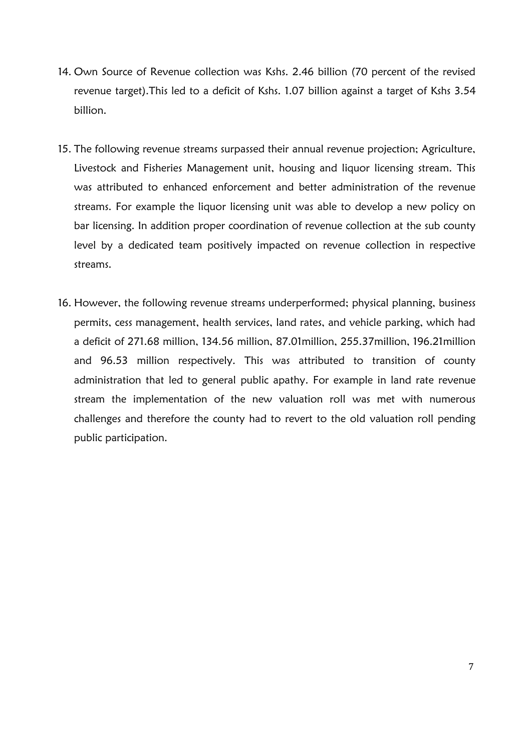14. Own Source of Revenue collection was Kshs. 2.46 billion (70 percent of the revised revenue target).This led to a deficit of Kshs. 1.07 billion against a target of Kshs 3.54 billion.

15. The following revenue streams surpassed their annual revenue projection; Agriculture, Livestock and Fisheries Management unit, housing and liquor licensing stream. This was attributed to enhanced enforcement and better administration of the revenue streams. For example the liquor licensing unit was able to develop a new policy on bar licensing. In addition proper coordination of revenue collection at the sub county level by a dedicated team positively impacted on revenue collection in respective streams.

16. However, the following revenue streams underperformed; physical planning, business permits, cess management, health services, land rates, and vehicle parking, which had a deficit of 271.68 million, 134.56 million, 87.01million, 255.37million, 196.21million and 96.53 million respectively. This was attributed to transition of county administration that led to general public apathy. For example in land rate revenue stream the implementation of the new valuation roll was met with numerous challenges and therefore the county had to revert to the old valuation roll pending public participation.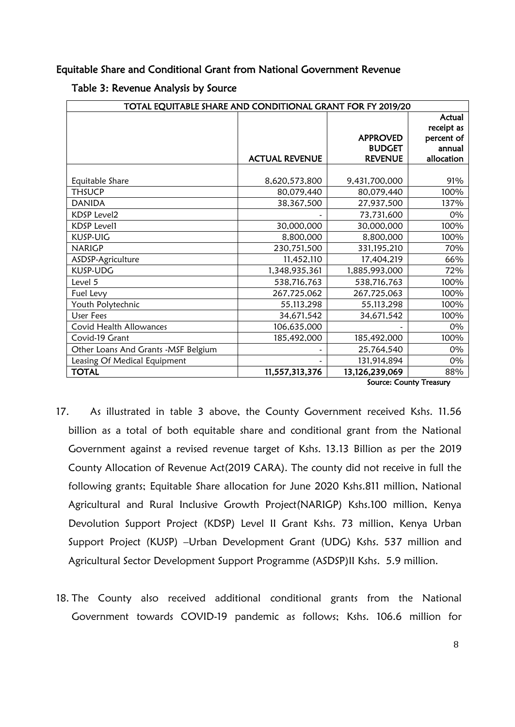### Equitable Share and Conditional Grant from National Government Revenue

#### Table 3: Revenue Analysis by Source

| TOTAL EQUITABLE SHARE AND CONDITIONAL GRANT FOR FY 2019/20 | | | |
|---|---|---|---|
| | ACTUAL REVENUE | APPROVED BUDGET REVENUE | Actual receipt as percent of annual allocation |
| Equitable Share | 8,620,573,800 | 9,431,700,000 | 91% |
| THSUCP | 80,079,440 | 80,079,440 | 100% |
| DANIDA | 38,367,500 | 27,937,500 | 137% |
| KDSP Level2 | - | 73,731,600 | 0% |
| KDSP Level1 | 30,000,000 | 30,000,000 | 100% |
| KUSP-UIG | 8,800,000 | 8,800,000 | 100% |
| NARIGP | 230,751,500 | 331,195,210 | 70% |
| ASDSP-Agriculture | 11,452,110 | 17,404,219 | 66% |
| KUSP-UDG | 1,348,935,361 | 1,885,993,000 | 72% |
| Level 5 | 538,716,763 | 538,716,763 | 100% |
| Fuel Levy | 267,725,062 | 267,725,063 | 100% |
| Youth Polytechnic | 55,113,298 | 55,113,298 | 100% |
| User Fees | 34,671,542 | 34,671,542 | 100% |
| Covid Health Allowances | 106,635,000 | - | 0% |
| Covid-19 Grant | 185,492,000 | 185,492,000 | 100% |
| Other Loans And Grants -MSF Belgium | - | 25,764,540 | 0% |
| Leasing Of Medical Equipment | - | 131,914,894 | 0% |
| **TOTAL** | **11,557,313,376** | **13,126,239,069** | **88%** |

Source: County Treasury

17. As illustrated in table 3 above, the County Government received Kshs. 11.56 billion as a total of both equitable share and conditional grant from the National Government against a revised revenue target of Kshs. 13.13 Billion as per the 2019 County Allocation of Revenue Act(2019 CARA). The county did not receive in full the following grants; Equitable Share allocation for June 2020 Kshs.811 million, National Agricultural and Rural Inclusive Growth Project(NARIGP) Kshs.100 million, Kenya Devolution Support Project (KDSP) Level II Grant Kshs. 73 million, Kenya Urban Support Project (KUSP) –Urban Development Grant (UDG) Kshs. 537 million and Agricultural Sector Development Support Programme (ASDSP)II Kshs. 5.9 million.

18. The County also received additional conditional grants from the National Government towards COVID-19 pandemic as follows; Kshs. 106.6 million for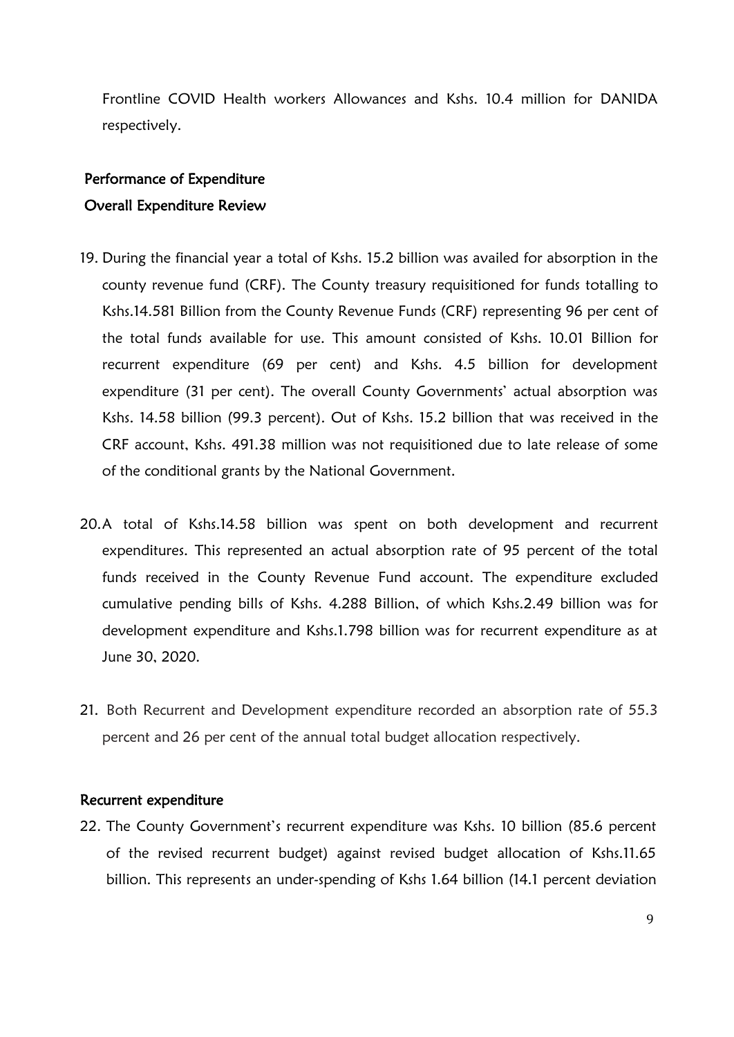Frontline COVID Health workers Allowances and Kshs. 10.4 million for DANIDA respectively.

## Performance of Expenditure

### Overall Expenditure Review

19. During the financial year a total of Kshs. 15.2 billion was availed for absorption in the county revenue fund (CRF). The County treasury requisitioned for funds totalling to Kshs.14.581 Billion from the County Revenue Funds (CRF) representing 96 per cent of the total funds available for use. This amount consisted of Kshs. 10.01 Billion for recurrent expenditure (69 per cent) and Kshs. 4.5 billion for development expenditure (31 per cent). The overall County Governments' actual absorption was Kshs. 14.58 billion (99.3 percent). Out of Kshs. 15.2 billion that was received in the CRF account, Kshs. 491.38 million was not requisitioned due to late release of some of the conditional grants by the National Government.

20. A total of Kshs.14.58 billion was spent on both development and recurrent expenditures. This represented an actual absorption rate of 95 percent of the total funds received in the County Revenue Fund account. The expenditure excluded cumulative pending bills of Kshs. 4.288 Billion, of which Kshs.2.49 billion was for development expenditure and Kshs.1.798 billion was for recurrent expenditure as at June 30, 2020.

21. Both Recurrent and Development expenditure recorded an absorption rate of 55.3 percent and 26 per cent of the annual total budget allocation respectively.

### Recurrent expenditure

22. The County Government's recurrent expenditure was Kshs. 10 billion (85.6 percent of the revised recurrent budget) against revised budget allocation of Kshs.11.65 billion. This represents an under-spending of Kshs 1.64 billion (14.1 percent deviation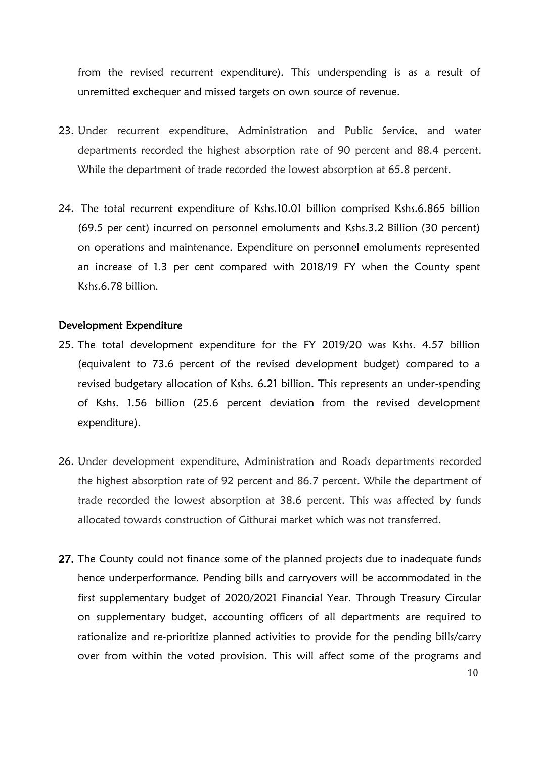from the revised recurrent expenditure). This underspending is as a result of unremitted exchequer and missed targets on own source of revenue.

23. Under recurrent expenditure, Administration and Public Service, and water departments recorded the highest absorption rate of 90 percent and 88.4 percent. While the department of trade recorded the lowest absorption at 65.8 percent.

24. The total recurrent expenditure of Kshs.10.01 billion comprised Kshs.6.865 billion (69.5 per cent) incurred on personnel emoluments and Kshs.3.2 Billion (30 percent) on operations and maintenance. Expenditure on personnel emoluments represented an increase of 1.3 per cent compared with 2018/19 FY when the County spent Kshs.6.78 billion.

### Development Expenditure

25. The total development expenditure for the FY 2019/20 was Kshs. 4.57 billion (equivalent to 73.6 percent of the revised development budget) compared to a revised budgetary allocation of Kshs. 6.21 billion. This represents an under-spending of Kshs. 1.56 billion (25.6 percent deviation from the revised development expenditure).

26. Under development expenditure, Administration and Roads departments recorded the highest absorption rate of 92 percent and 86.7 percent. While the department of trade recorded the lowest absorption at 38.6 percent. This was affected by funds allocated towards construction of Githurai market which was not transferred.

27. The County could not finance some of the planned projects due to inadequate funds hence underperformance. Pending bills and carryovers will be accommodated in the first supplementary budget of 2020/2021 Financial Year. Through Treasury Circular on supplementary budget, accounting officers of all departments are required to rationalize and re-prioritize planned activities to provide for the pending bills/carry over from within the voted provision. This will affect some of the programs and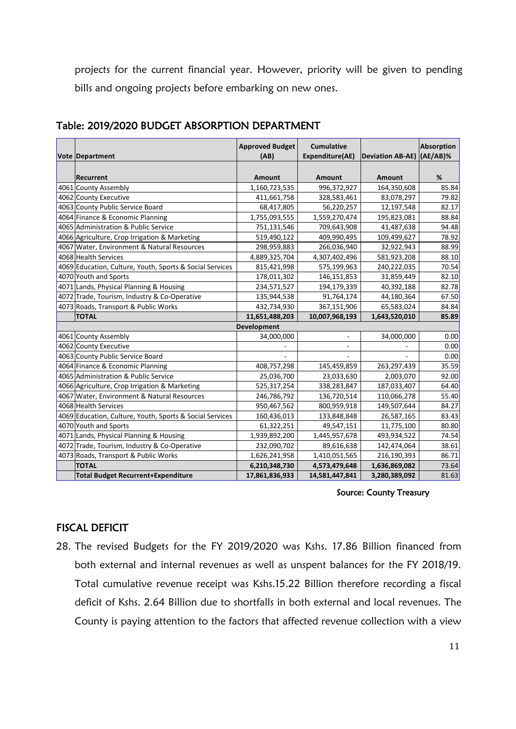projects for the current financial year. However, priority will be given to pending bills and ongoing projects before embarking on new ones.

### Table: 2019/2020 BUDGET ABSORPTION DEPARTMENT

| Vote | Department | Approved Budget (AB) | Cumulative Expenditure(AE) | Deviation AB-AE) | Absorption (AE/AB)% |
|---|---|---|---|---|---|
| | **Recurrent** | **Amount** | **Amount** | **Amount** | **%** |
| 4061 | County Assembly | 1,160,723,535 | 996,372,927 | 164,350,608 | 85.84 |
| 4062 | County Executive | 411,661,758 | 328,583,461 | 83,078,297 | 79.82 |
| 4063 | County Public Service Board | 68,417,805 | 56,220,257 | 12,197,548 | 82.17 |
| 4064 | Finance & Economic Planning | 1,755,093,555 | 1,559,270,474 | 195,823,081 | 88.84 |
| 4065 | Administration & Public Service | 751,131,546 | 709,643,908 | 41,487,638 | 94.48 |
| 4066 | Agriculture, Crop Irrigation & Marketing | 519,490,122 | 409,990,495 | 109,499,627 | 78.92 |
| 4067 | Water, Environment & Natural Resources | 298,959,883 | 266,036,940 | 32,922,943 | 88.99 |
| 4068 | Health Services | 4,889,325,704 | 4,307,402,496 | 581,923,208 | 88.10 |
| 4069 | Education, Culture, Youth, Sports & Social Services | 815,421,998 | 575,199,963 | 240,222,035 | 70.54 |
| 4070 | Youth and Sports | 178,011,302 | 146,151,853 | 31,859,449 | 82.10 |
| 4071 | Lands, Physical Planning & Housing | 234,571,527 | 194,179,339 | 40,392,188 | 82.78 |
| 4072 | Trade, Tourism, Industry & Co-Operative | 135,944,538 | 91,764,174 | 44,180,364 | 67.50 |
| 4073 | Roads, Transport & Public Works | 432,734,930 | 367,151,906 | 65,583,024 | 84.84 |
| | **TOTAL** | **11,651,488,203** | **10,007,968,193** | **1,643,520,010** | **85.89** |
| | | **Development** | | | |
| 4061 | County Assembly | 34,000,000 | - | 34,000,000 | 0.00 |
| 4062 | County Executive | - | - | - | 0.00 |
| 4063 | County Public Service Board | - | - | - | 0.00 |
| 4064 | Finance & Economic Planning | 408,757,298 | 145,459,859 | 263,297,439 | 35.59 |
| 4065 | Administration & Public Service | 25,036,700 | 23,033,630 | 2,003,070 | 92.00 |
| 4066 | Agriculture, Crop Irrigation & Marketing | 525,317,254 | 338,283,847 | 187,033,407 | 64.40 |
| 4067 | Water, Environment & Natural Resources | 246,786,792 | 136,720,514 | 110,066,278 | 55.40 |
| 4068 | Health Services | 950,467,562 | 800,959,918 | 149,507,644 | 84.27 |
| 4069 | Education, Culture, Youth, Sports & Social Services | 160,436,013 | 133,848,848 | 26,587,165 | 83.43 |
| 4070 | Youth and Sports | 61,322,251 | 49,547,151 | 11,775,100 | 80.80 |
| 4071 | Lands, Physical Planning & Housing | 1,939,892,200 | 1,445,957,678 | 493,934,522 | 74.54 |
| 4072 | Trade, Tourism, Industry & Co-Operative | 232,090,702 | 89,616,638 | 142,474,064 | 38.61 |
| 4073 | Roads, Transport & Public Works | 1,626,241,958 | 1,410,051,565 | 216,190,393 | 86.71 |
| | **TOTAL** | **6,210,348,730** | **4,573,479,648** | **1,636,869,082** | **73.64** |
| | **Total Budget Recurrent+Expenditure** | **17,861,836,933** | **14,581,447,841** | **3,280,389,092** | **81.63** |

Source: County Treasury

### FISCAL DEFICIT

28. The revised Budgets for the FY 2019/2020 was Kshs. 17.86 Billion financed from both external and internal revenues as well as unspent balances for the FY 2018/19. Total cumulative revenue receipt was Kshs.15.22 Billion therefore recording a fiscal deficit of Kshs. 2.64 Billion due to shortfalls in both external and local revenues. The County is paying attention to the factors that affected revenue collection with a view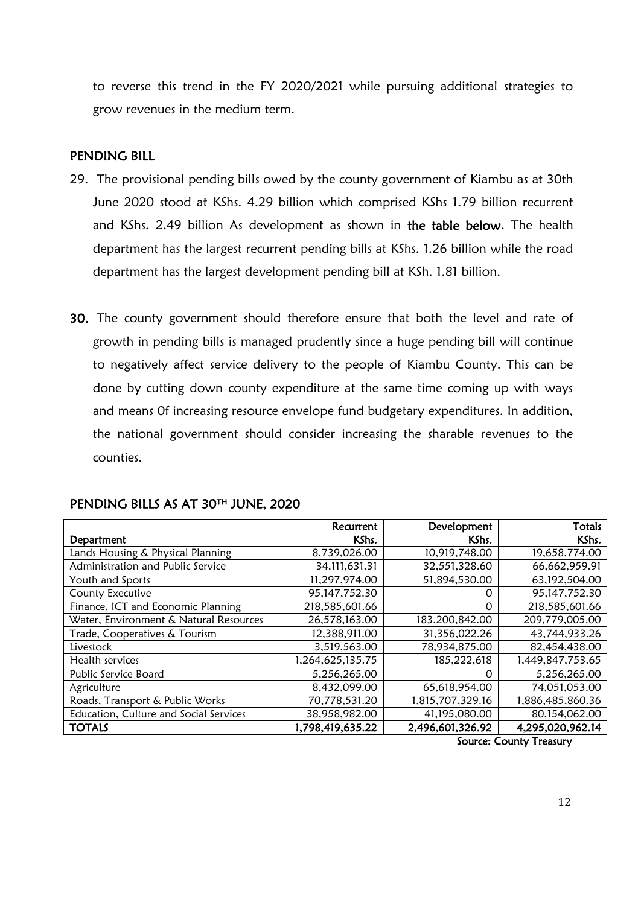to reverse this trend in the FY 2020/2021 while pursuing additional strategies to grow revenues in the medium term.

## PENDING BILL

29. The provisional pending bills owed by the county government of Kiambu as at 30th June 2020 stood at KShs. 4.29 billion which comprised KShs 1.79 billion recurrent and KShs. 2.49 billion As development as shown in **the table below**. The health department has the largest recurrent pending bills at KShs. 1.26 billion while the road department has the largest development pending bill at KSh. 1.81 billion.

30. The county government should therefore ensure that both the level and rate of growth in pending bills is managed prudently since a huge pending bill will continue to negatively affect service delivery to the people of Kiambu County. This can be done by cutting down county expenditure at the same time coming up with ways and means 0f increasing resource envelope fund budgetary expenditures. In addition, the national government should consider increasing the sharable revenues to the counties.

## PENDING BILLS AS AT 30TH JUNE, 2020

| | Recurrent | Development | Totals |
|---|---|---|---|
| **Department** | **KShs.** | **KShs.** | **KShs.** |
| Lands Housing & Physical Planning | 8,739,026.00 | 10,919,748.00 | 19,658,774.00 |
| Administration and Public Service | 34,111,631.31 | 32,551,328.60 | 66,662,959.91 |
| Youth and Sports | 11,297,974.00 | 51,894,530.00 | 63,192,504.00 |
| County Executive | 95,147,752.30 | 0 | 95,147,752.30 |
| Finance, ICT and Economic Planning | 218,585,601.66 | 0 | 218,585,601.66 |
| Water, Environment & Natural Resources | 26,578,163.00 | 183,200,842.00 | 209,779,005.00 |
| Trade, Cooperatives & Tourism | 12,388,911.00 | 31,356,022.26 | 43,744,933.26 |
| Livestock | 3,519,563.00 | 78,934,875.00 | 82,454,438.00 |
| Health services | 1,264,625,135.75 | 185,222,618 | 1,449,847,753.65 |
| Public Service Board | 5,256,265.00 | 0 | 5,256,265.00 |
| Agriculture | 8,432,099.00 | 65,618,954.00 | 74,051,053.00 |
| Roads, Transport & Public Works | 70,778,531.20 | 1,815,707,329.16 | 1,886,485,860.36 |
| Education, Culture and Social Services | 38,958,982.00 | 41,195,080.00 | 80,154,062.00 |
| **TOTALS** | **1,798,419,635.22** | **2,496,601,326.92** | **4,295,020,962.14** |

**Source: County Treasury**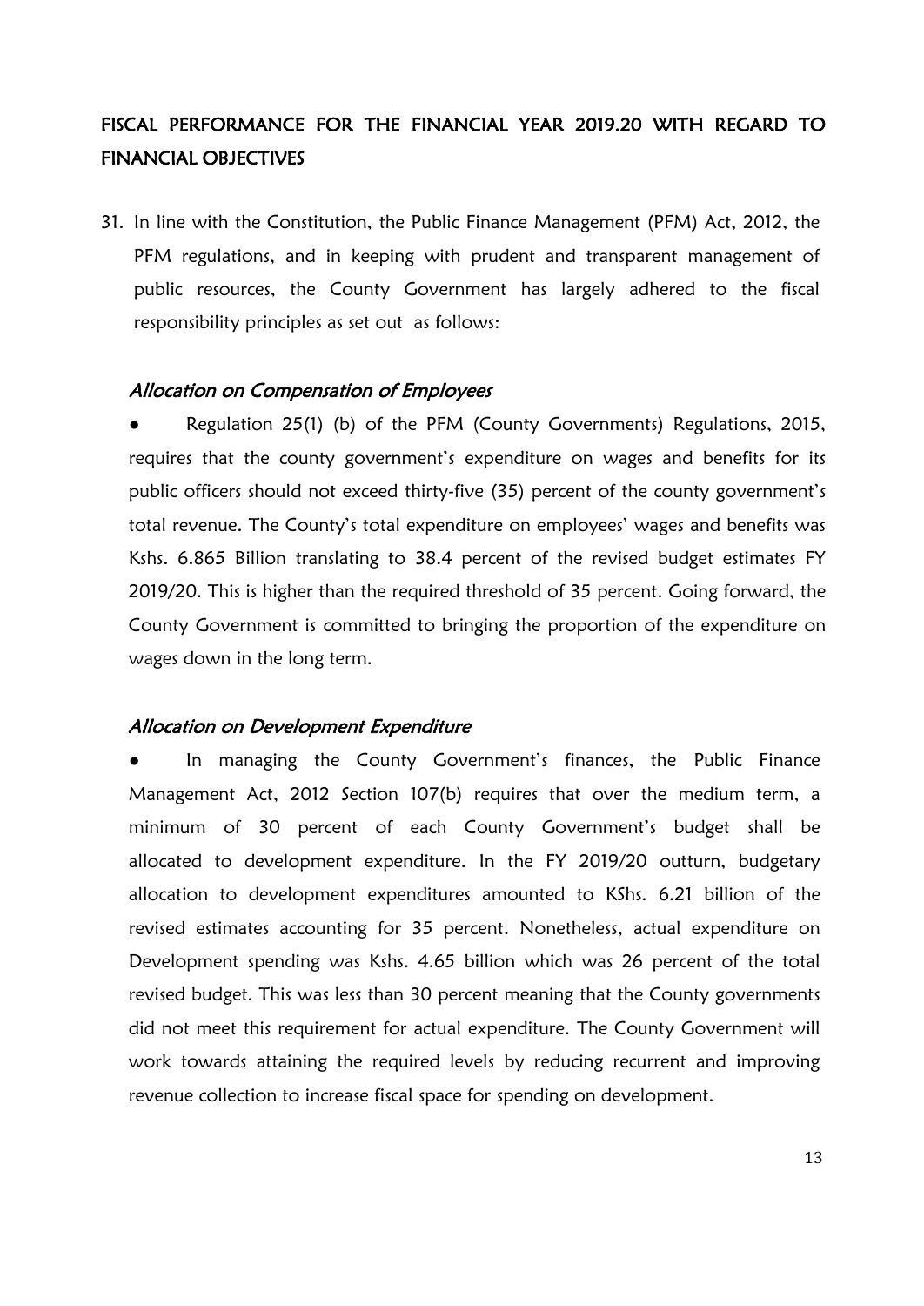## FISCAL PERFORMANCE FOR THE FINANCIAL YEAR 2019.20 WITH REGARD TO FINANCIAL OBJECTIVES

31. In line with the Constitution, the Public Finance Management (PFM) Act, 2012, the PFM regulations, and in keeping with prudent and transparent management of public resources, the County Government has largely adhered to the fiscal responsibility principles as set out as follows:

### *Allocation on Compensation of Employees*

- Regulation 25(1) (b) of the PFM (County Governments) Regulations, 2015, requires that the county government's expenditure on wages and benefits for its public officers should not exceed thirty-five (35) percent of the county government's total revenue. The County's total expenditure on employees' wages and benefits was Kshs. 6.865 Billion translating to 38.4 percent of the revised budget estimates FY 2019/20. This is higher than the required threshold of 35 percent. Going forward, the County Government is committed to bringing the proportion of the expenditure on wages down in the long term.

### *Allocation on Development Expenditure*

- In managing the County Government's finances, the Public Finance Management Act, 2012 Section 107(b) requires that over the medium term, a minimum of 30 percent of each County Government's budget shall be allocated to development expenditure. In the FY 2019/20 outturn, budgetary allocation to development expenditures amounted to KShs. 6.21 billion of the revised estimates accounting for 35 percent. Nonetheless, actual expenditure on Development spending was Kshs. 4.65 billion which was 26 percent of the total revised budget. This was less than 30 percent meaning that the County governments did not meet this requirement for actual expenditure. The County Government will work towards attaining the required levels by reducing recurrent and improving revenue collection to increase fiscal space for spending on development.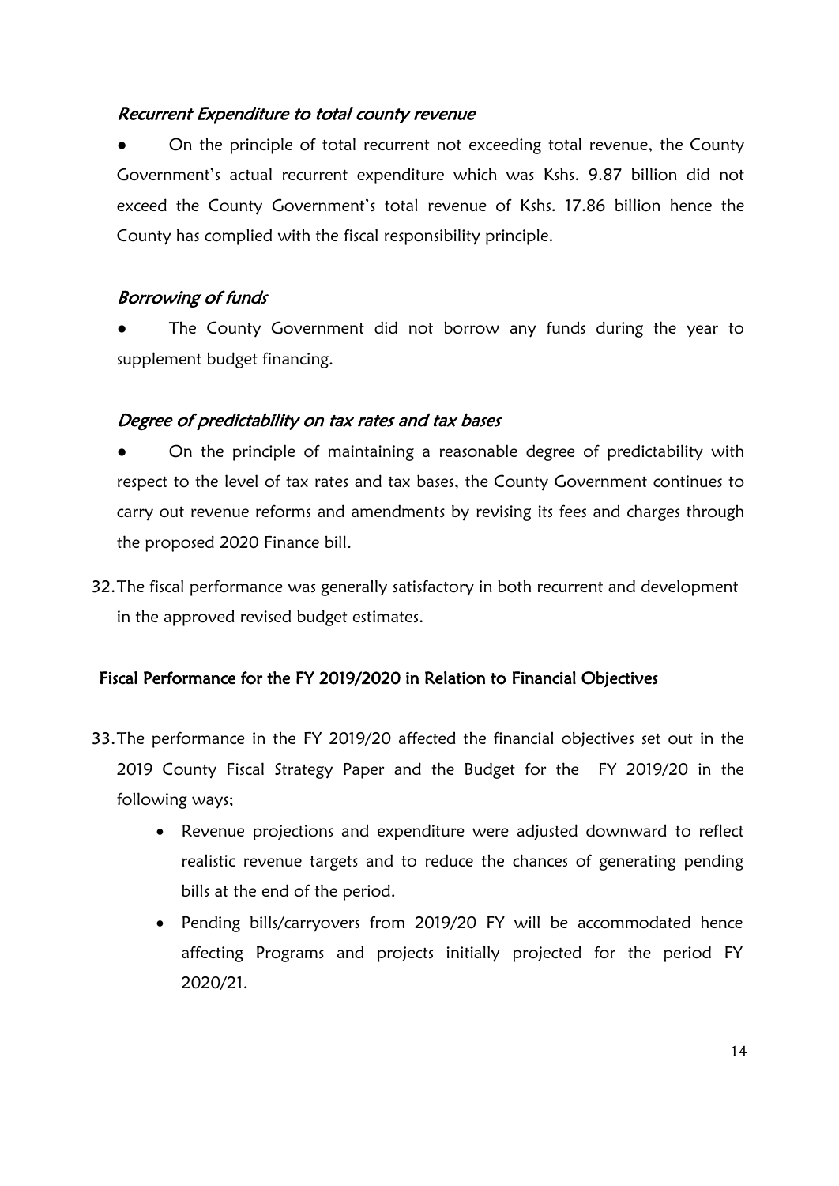### *Recurrent Expenditure to total county revenue*

- On the principle of total recurrent not exceeding total revenue, the County Government's actual recurrent expenditure which was Kshs. 9.87 billion did not exceed the County Government's total revenue of Kshs. 17.86 billion hence the County has complied with the fiscal responsibility principle.

### *Borrowing of funds*

- The County Government did not borrow any funds during the year to supplement budget financing.

### *Degree of predictability on tax rates and tax bases*

- On the principle of maintaining a reasonable degree of predictability with respect to the level of tax rates and tax bases, the County Government continues to carry out revenue reforms and amendments by revising its fees and charges through the proposed 2020 Finance bill.

32. The fiscal performance was generally satisfactory in both recurrent and development in the approved revised budget estimates.

## Fiscal Performance for the FY 2019/2020 in Relation to Financial Objectives

33. The performance in the FY 2019/20 affected the financial objectives set out in the 2019 County Fiscal Strategy Paper and the Budget for the FY 2019/20 in the following ways;
    - Revenue projections and expenditure were adjusted downward to reflect realistic revenue targets and to reduce the chances of generating pending bills at the end of the period.
    - Pending bills/carryovers from 2019/20 FY will be accommodated hence affecting Programs and projects initially projected for the period FY 2020/21.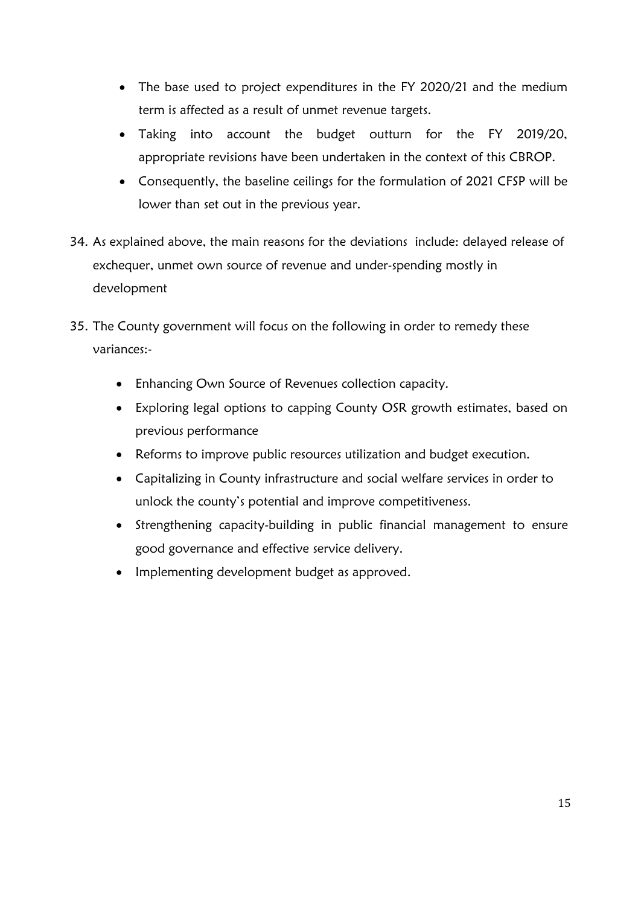- The base used to project expenditures in the FY 2020/21 and the medium term is affected as a result of unmet revenue targets.
- Taking into account the budget outturn for the FY 2019/20, appropriate revisions have been undertaken in the context of this CBROP.
- Consequently, the baseline ceilings for the formulation of 2021 CFSP will be lower than set out in the previous year.

34. As explained above, the main reasons for the deviations include: delayed release of exchequer, unmet own source of revenue and under-spending mostly in development

35. The County government will focus on the following in order to remedy these variances:-

    - Enhancing Own Source of Revenues collection capacity.
    - Exploring legal options to capping County OSR growth estimates, based on previous performance
    - Reforms to improve public resources utilization and budget execution.
    - Capitalizing in County infrastructure and social welfare services in order to unlock the county's potential and improve competitiveness.
    - Strengthening capacity-building in public financial management to ensure good governance and effective service delivery.
    - Implementing development budget as approved.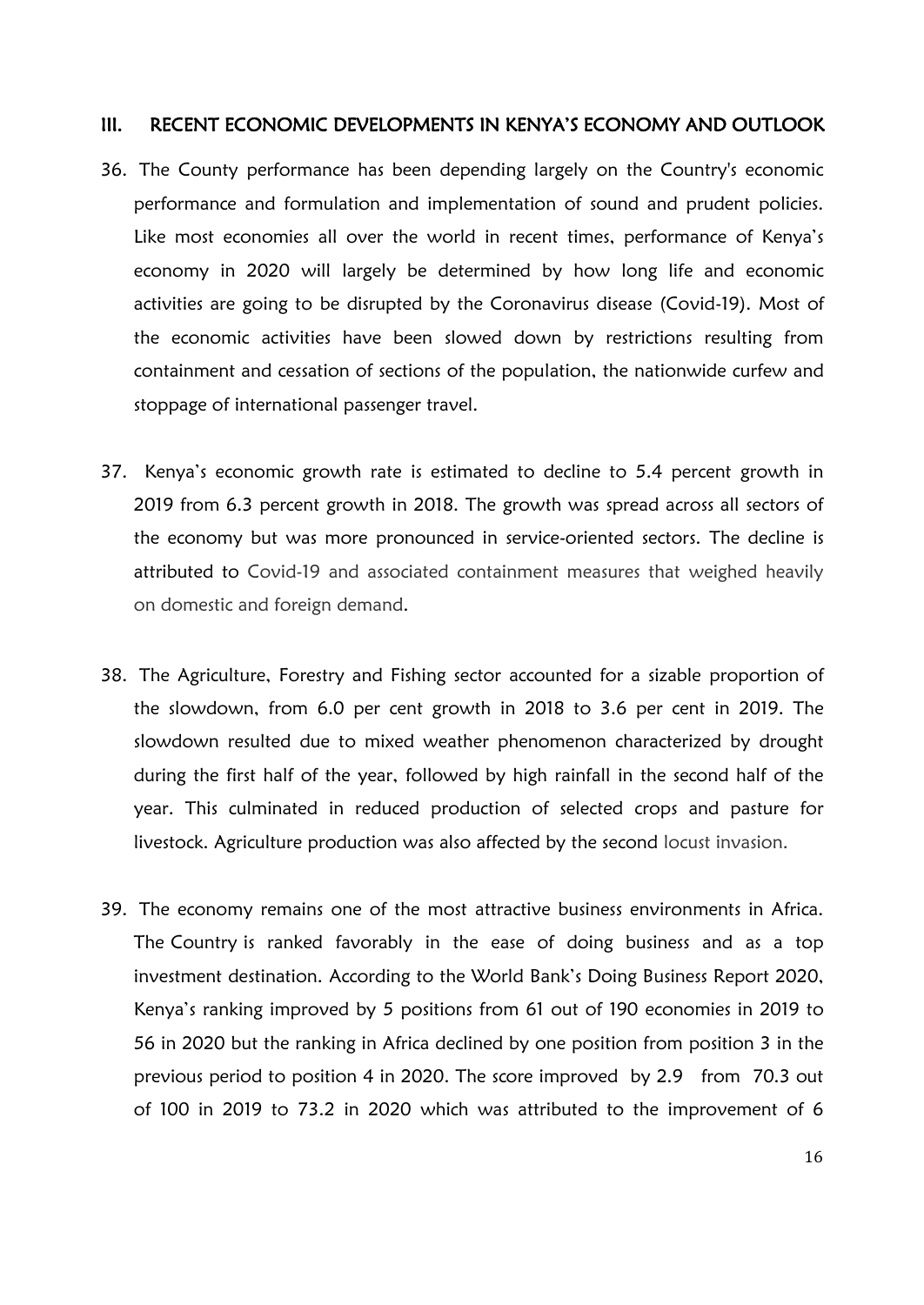## III. RECENT ECONOMIC DEVELOPMENTS IN KENYA'S ECONOMY AND OUTLOOK

36. The County performance has been depending largely on the Country's economic performance and formulation and implementation of sound and prudent policies. Like most economies all over the world in recent times, performance of Kenya's economy in 2020 will largely be determined by how long life and economic activities are going to be disrupted by the Coronavirus disease (Covid-19). Most of the economic activities have been slowed down by restrictions resulting from containment and cessation of sections of the population, the nationwide curfew and stoppage of international passenger travel.

37. Kenya's economic growth rate is estimated to decline to 5.4 percent growth in 2019 from 6.3 percent growth in 2018. The growth was spread across all sectors of the economy but was more pronounced in service-oriented sectors. The decline is attributed to Covid-19 and associated containment measures that weighed heavily on domestic and foreign demand.

38. The Agriculture, Forestry and Fishing sector accounted for a sizable proportion of the slowdown, from 6.0 per cent growth in 2018 to 3.6 per cent in 2019. The slowdown resulted due to mixed weather phenomenon characterized by drought during the first half of the year, followed by high rainfall in the second half of the year. This culminated in reduced production of selected crops and pasture for livestock. Agriculture production was also affected by the second locust invasion.

39. The economy remains one of the most attractive business environments in Africa. The Country is ranked favorably in the ease of doing business and as a top investment destination. According to the World Bank's Doing Business Report 2020, Kenya's ranking improved by 5 positions from 61 out of 190 economies in 2019 to 56 in 2020 but the ranking in Africa declined by one position from position 3 in the previous period to position 4 in 2020. The score improved by 2.9 from 70.3 out of 100 in 2019 to 73.2 in 2020 which was attributed to the improvement of 6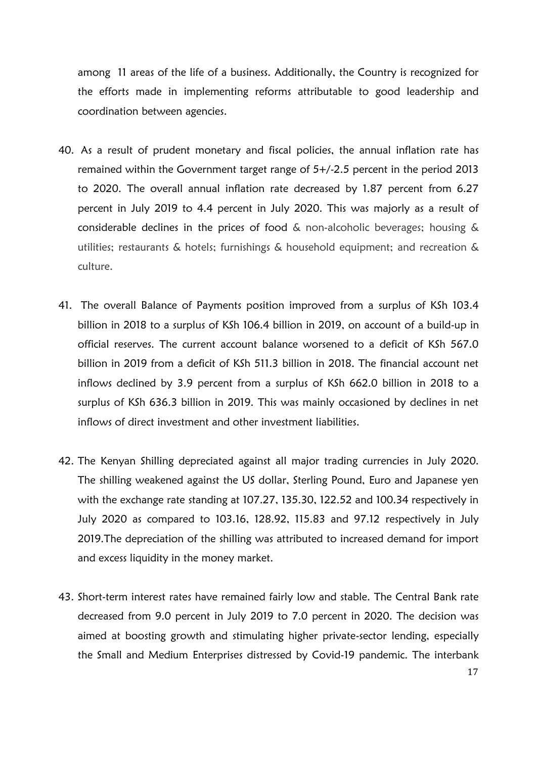among 11 areas of the life of a business. Additionally, the Country is recognized for the efforts made in implementing reforms attributable to good leadership and coordination between agencies.

40. As a result of prudent monetary and fiscal policies, the annual inflation rate has remained within the Government target range of 5+/-2.5 percent in the period 2013 to 2020. The overall annual inflation rate decreased by 1.87 percent from 6.27 percent in July 2019 to 4.4 percent in July 2020. This was majorly as a result of considerable declines in the prices of food & non-alcoholic beverages; housing & utilities; restaurants & hotels; furnishings & household equipment; and recreation & culture.

41. The overall Balance of Payments position improved from a surplus of KSh 103.4 billion in 2018 to a surplus of KSh 106.4 billion in 2019, on account of a build-up in official reserves. The current account balance worsened to a deficit of KSh 567.0 billion in 2019 from a deficit of KSh 511.3 billion in 2018. The financial account net inflows declined by 3.9 percent from a surplus of KSh 662.0 billion in 2018 to a surplus of KSh 636.3 billion in 2019. This was mainly occasioned by declines in net inflows of direct investment and other investment liabilities.

42. The Kenyan Shilling depreciated against all major trading currencies in July 2020. The shilling weakened against the US dollar, Sterling Pound, Euro and Japanese yen with the exchange rate standing at 107.27, 135.30, 122.52 and 100.34 respectively in July 2020 as compared to 103.16, 128.92, 115.83 and 97.12 respectively in July 2019.The depreciation of the shilling was attributed to increased demand for import and excess liquidity in the money market.

43. Short-term interest rates have remained fairly low and stable. The Central Bank rate decreased from 9.0 percent in July 2019 to 7.0 percent in 2020. The decision was aimed at boosting growth and stimulating higher private-sector lending, especially the Small and Medium Enterprises distressed by Covid-19 pandemic. The interbank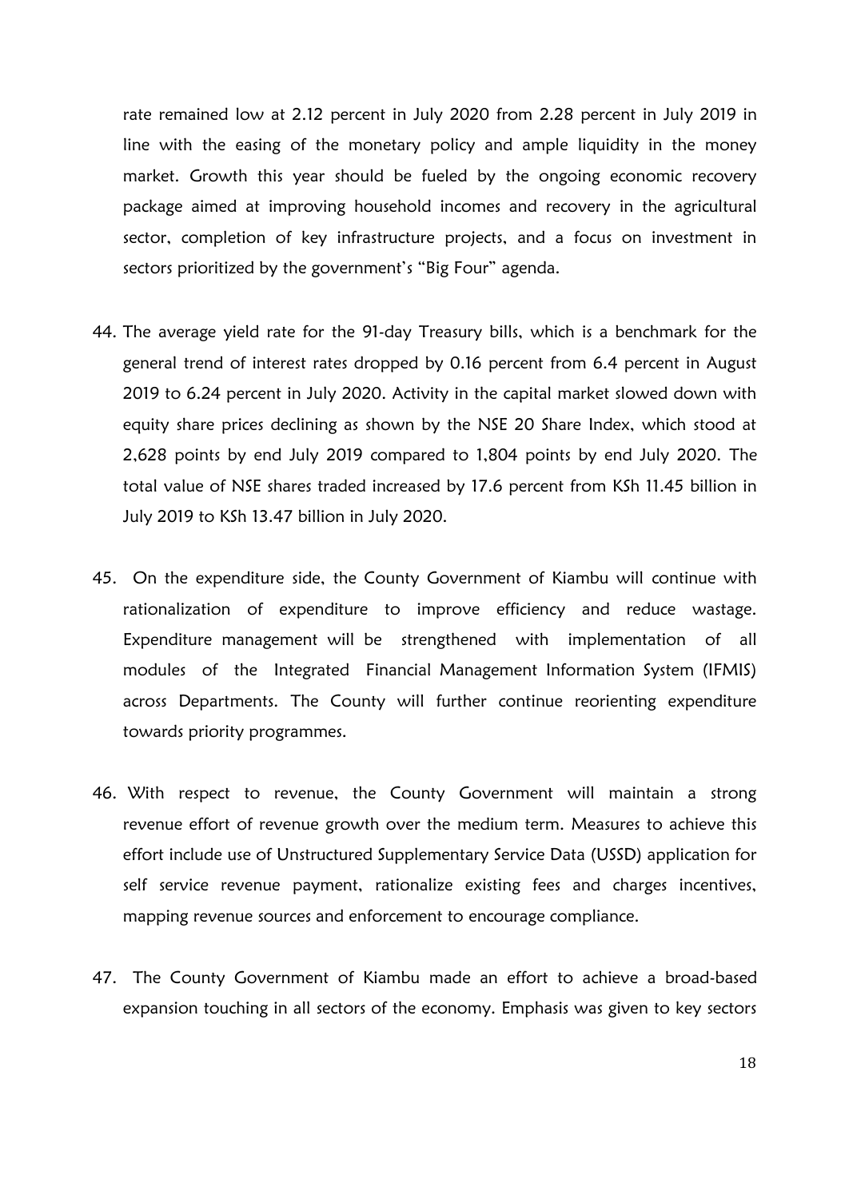rate remained low at 2.12 percent in July 2020 from 2.28 percent in July 2019 in line with the easing of the monetary policy and ample liquidity in the money market. Growth this year should be fueled by the ongoing economic recovery package aimed at improving household incomes and recovery in the agricultural sector, completion of key infrastructure projects, and a focus on investment in sectors prioritized by the government's "Big Four" agenda.

44. The average yield rate for the 91-day Treasury bills, which is a benchmark for the general trend of interest rates dropped by 0.16 percent from 6.4 percent in August 2019 to 6.24 percent in July 2020. Activity in the capital market slowed down with equity share prices declining as shown by the NSE 20 Share Index, which stood at 2,628 points by end July 2019 compared to 1,804 points by end July 2020. The total value of NSE shares traded increased by 17.6 percent from KSh 11.45 billion in July 2019 to KSh 13.47 billion in July 2020.

45. On the expenditure side, the County Government of Kiambu will continue with rationalization of expenditure to improve efficiency and reduce wastage. Expenditure management will be strengthened with implementation of all modules of the Integrated Financial Management Information System (IFMIS) across Departments. The County will further continue reorienting expenditure towards priority programmes.

46. With respect to revenue, the County Government will maintain a strong revenue effort of revenue growth over the medium term. Measures to achieve this effort include use of Unstructured Supplementary Service Data (USSD) application for self service revenue payment, rationalize existing fees and charges incentives, mapping revenue sources and enforcement to encourage compliance.

47. The County Government of Kiambu made an effort to achieve a broad-based expansion touching in all sectors of the economy. Emphasis was given to key sectors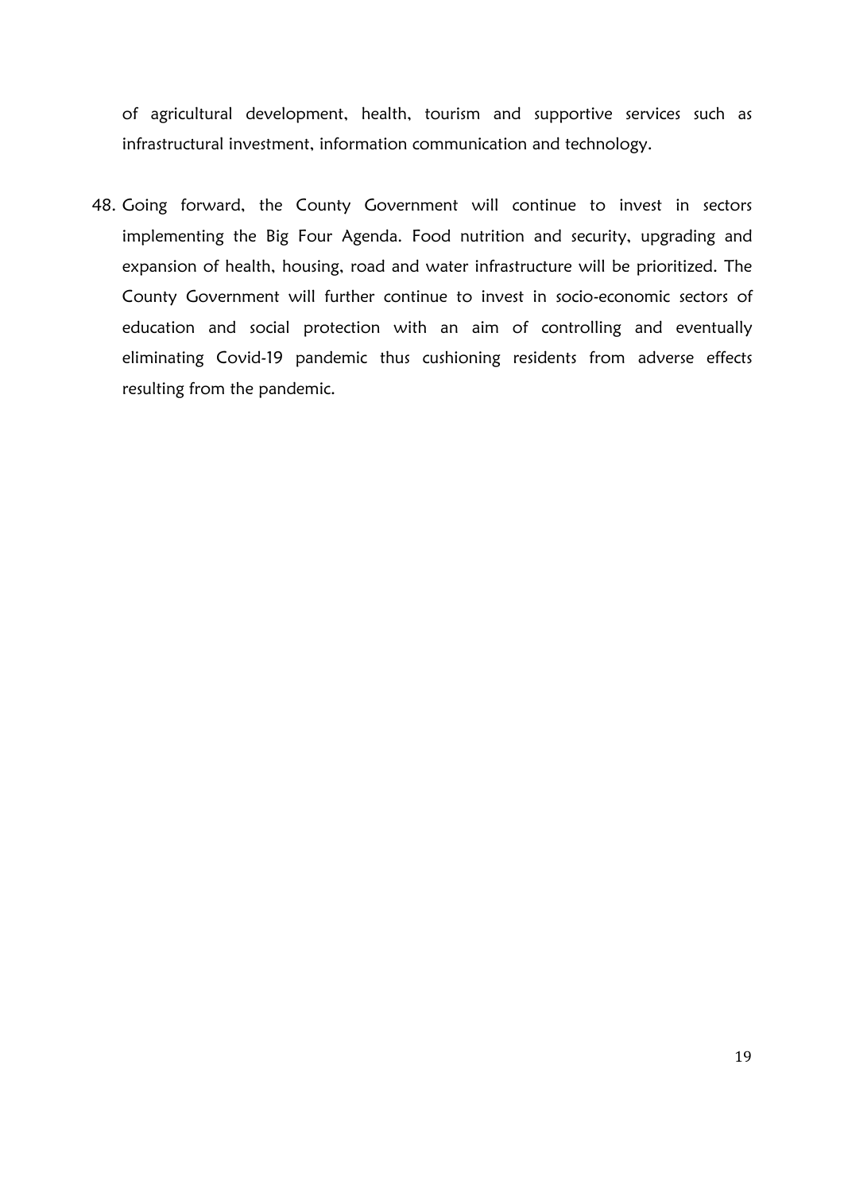of agricultural development, health, tourism and supportive services such as infrastructural investment, information communication and technology.

48. Going forward, the County Government will continue to invest in sectors implementing the Big Four Agenda. Food nutrition and security, upgrading and expansion of health, housing, road and water infrastructure will be prioritized. The County Government will further continue to invest in socio-economic sectors of education and social protection with an aim of controlling and eventually eliminating Covid-19 pandemic thus cushioning residents from adverse effects resulting from the pandemic.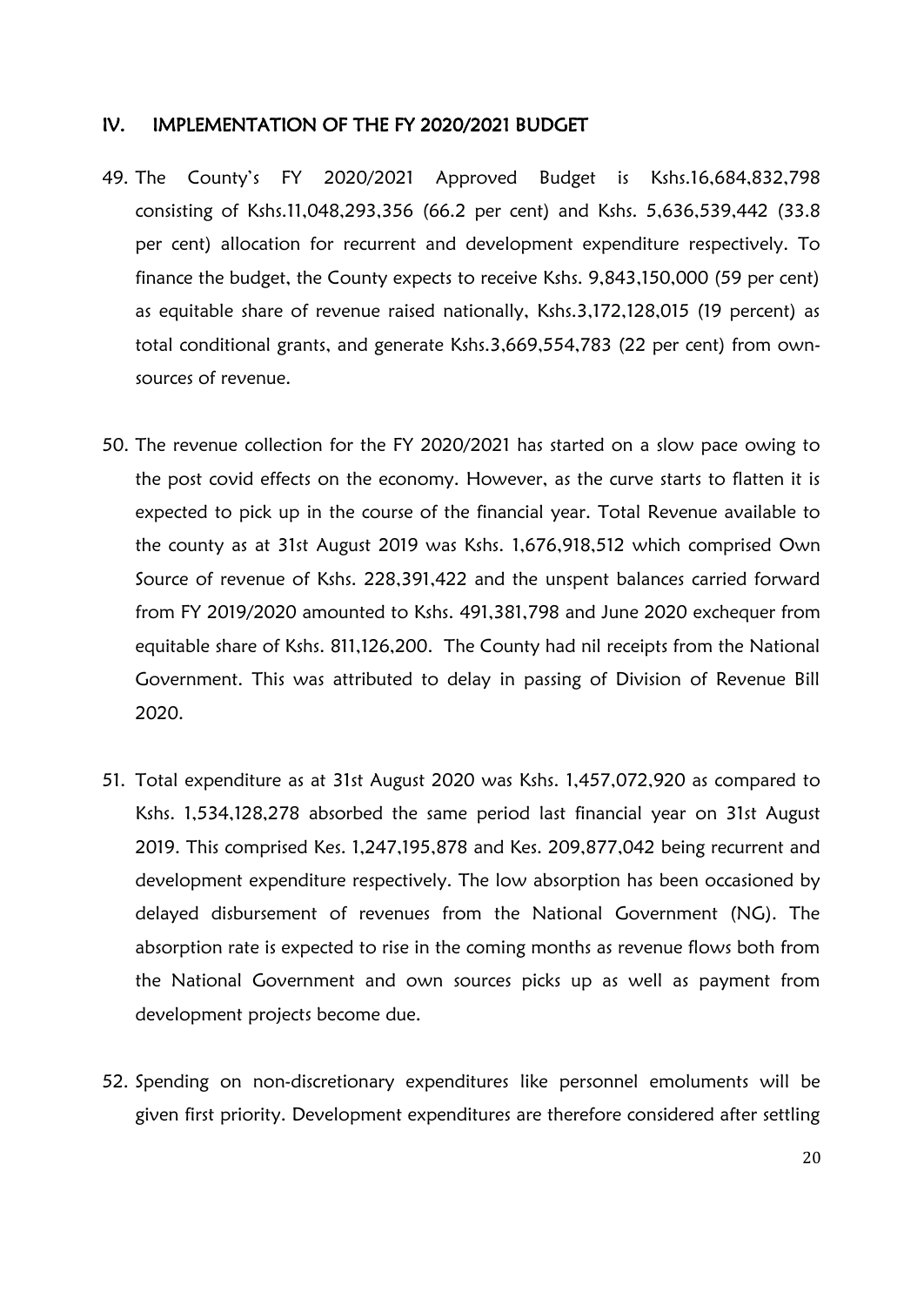## IV. IMPLEMENTATION OF THE FY 2020/2021 BUDGET

49. The County's FY 2020/2021 Approved Budget is Kshs.16,684,832,798 consisting of Kshs.11,048,293,356 (66.2 per cent) and Kshs. 5,636,539,442 (33.8 per cent) allocation for recurrent and development expenditure respectively. To finance the budget, the County expects to receive Kshs. 9,843,150,000 (59 per cent) as equitable share of revenue raised nationally, Kshs.3,172,128,015 (19 percent) as total conditional grants, and generate Kshs.3,669,554,783 (22 per cent) from own-sources of revenue.

50. The revenue collection for the FY 2020/2021 has started on a slow pace owing to the post covid effects on the economy. However, as the curve starts to flatten it is expected to pick up in the course of the financial year. Total Revenue available to the county as at 31st August 2019 was Kshs. 1,676,918,512 which comprised Own Source of revenue of Kshs. 228,391,422 and the unspent balances carried forward from FY 2019/2020 amounted to Kshs. 491,381,798 and June 2020 exchequer from equitable share of Kshs. 811,126,200. The County had nil receipts from the National Government. This was attributed to delay in passing of Division of Revenue Bill 2020.

51. Total expenditure as at 31st August 2020 was Kshs. 1,457,072,920 as compared to Kshs. 1,534,128,278 absorbed the same period last financial year on 31st August 2019. This comprised Kes. 1,247,195,878 and Kes. 209,877,042 being recurrent and development expenditure respectively. The low absorption has been occasioned by delayed disbursement of revenues from the National Government (NG). The absorption rate is expected to rise in the coming months as revenue flows both from the National Government and own sources picks up as well as payment from development projects become due.

52. Spending on non-discretionary expenditures like personnel emoluments will be given first priority. Development expenditures are therefore considered after settling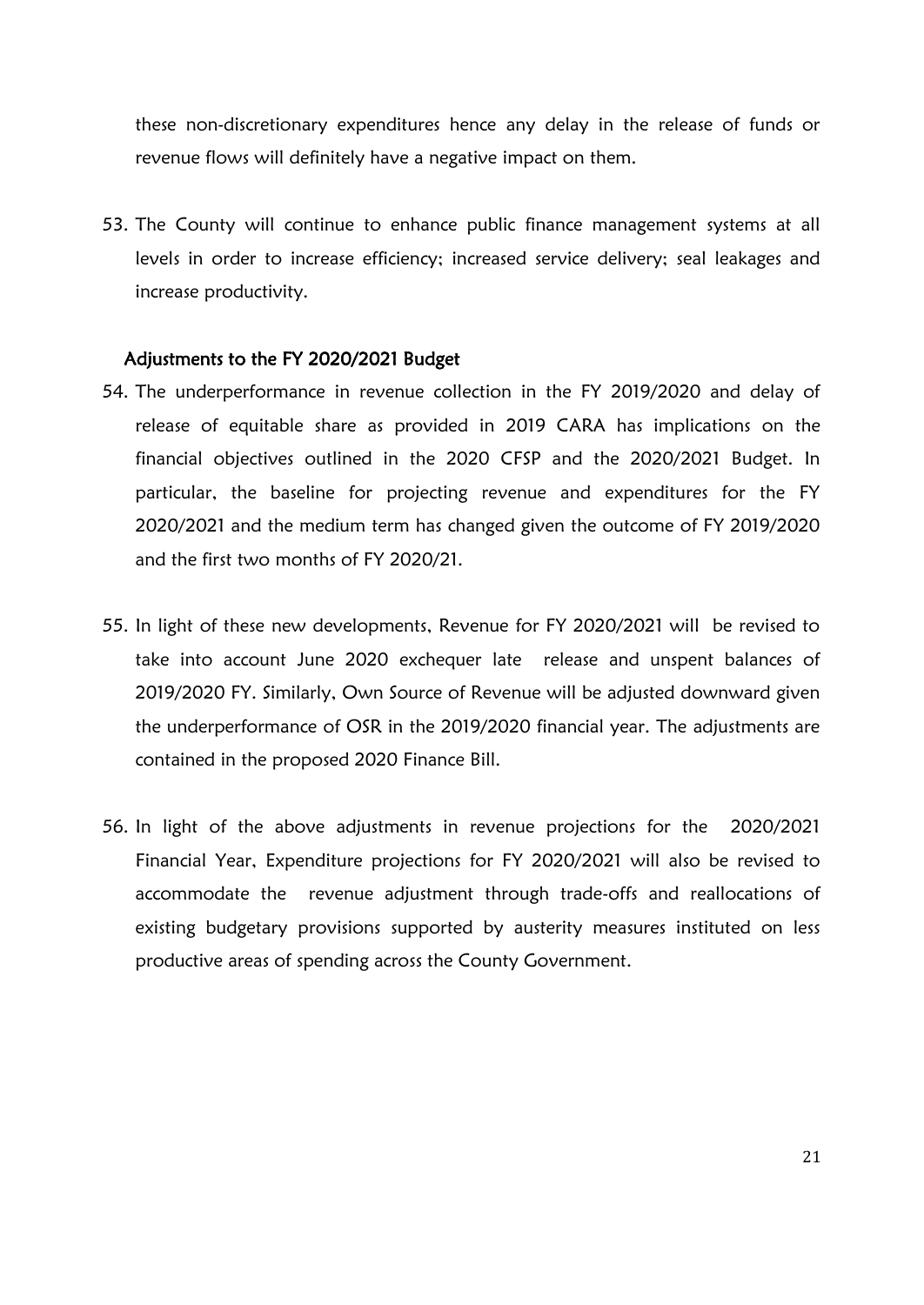these non-discretionary expenditures hence any delay in the release of funds or revenue flows will definitely have a negative impact on them.

53. The County will continue to enhance public finance management systems at all levels in order to increase efficiency; increased service delivery; seal leakages and increase productivity.

### Adjustments to the FY 2020/2021 Budget

54. The underperformance in revenue collection in the FY 2019/2020 and delay of release of equitable share as provided in 2019 CARA has implications on the financial objectives outlined in the 2020 CFSP and the 2020/2021 Budget. In particular, the baseline for projecting revenue and expenditures for the FY 2020/2021 and the medium term has changed given the outcome of FY 2019/2020 and the first two months of FY 2020/21.

55. In light of these new developments, Revenue for FY 2020/2021 will be revised to take into account June 2020 exchequer late release and unspent balances of 2019/2020 FY. Similarly, Own Source of Revenue will be adjusted downward given the underperformance of OSR in the 2019/2020 financial year. The adjustments are contained in the proposed 2020 Finance Bill.

56. In light of the above adjustments in revenue projections for the 2020/2021 Financial Year, Expenditure projections for FY 2020/2021 will also be revised to accommodate the revenue adjustment through trade-offs and reallocations of existing budgetary provisions supported by austerity measures instituted on less productive areas of spending across the County Government.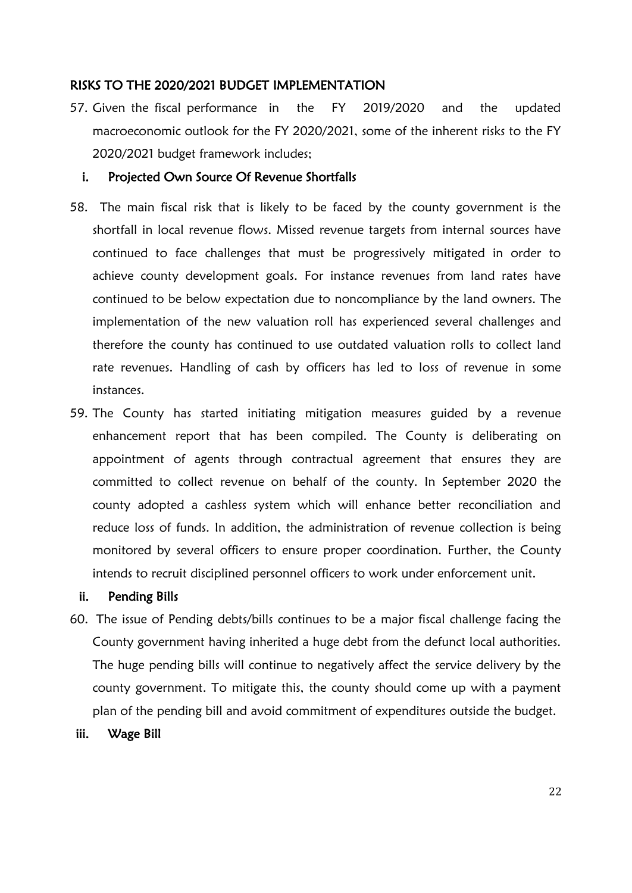## RISKS TO THE 2020/2021 BUDGET IMPLEMENTATION

57. Given the fiscal performance in the FY 2019/2020 and the updated macroeconomic outlook for the FY 2020/2021, some of the inherent risks to the FY 2020/2021 budget framework includes;

### i. Projected Own Source Of Revenue Shortfalls

58. The main fiscal risk that is likely to be faced by the county government is the shortfall in local revenue flows. Missed revenue targets from internal sources have continued to face challenges that must be progressively mitigated in order to achieve county development goals. For instance revenues from land rates have continued to be below expectation due to noncompliance by the land owners. The implementation of the new valuation roll has experienced several challenges and therefore the county has continued to use outdated valuation rolls to collect land rate revenues. Handling of cash by officers has led to loss of revenue in some instances.

59. The County has started initiating mitigation measures guided by a revenue enhancement report that has been compiled. The County is deliberating on appointment of agents through contractual agreement that ensures they are committed to collect revenue on behalf of the county. In September 2020 the county adopted a cashless system which will enhance better reconciliation and reduce loss of funds. In addition, the administration of revenue collection is being monitored by several officers to ensure proper coordination. Further, the County intends to recruit disciplined personnel officers to work under enforcement unit.

### ii. Pending Bills

60. The issue of Pending debts/bills continues to be a major fiscal challenge facing the County government having inherited a huge debt from the defunct local authorities. The huge pending bills will continue to negatively affect the service delivery by the county government. To mitigate this, the county should come up with a payment plan of the pending bill and avoid commitment of expenditures outside the budget.

### iii. Wage Bill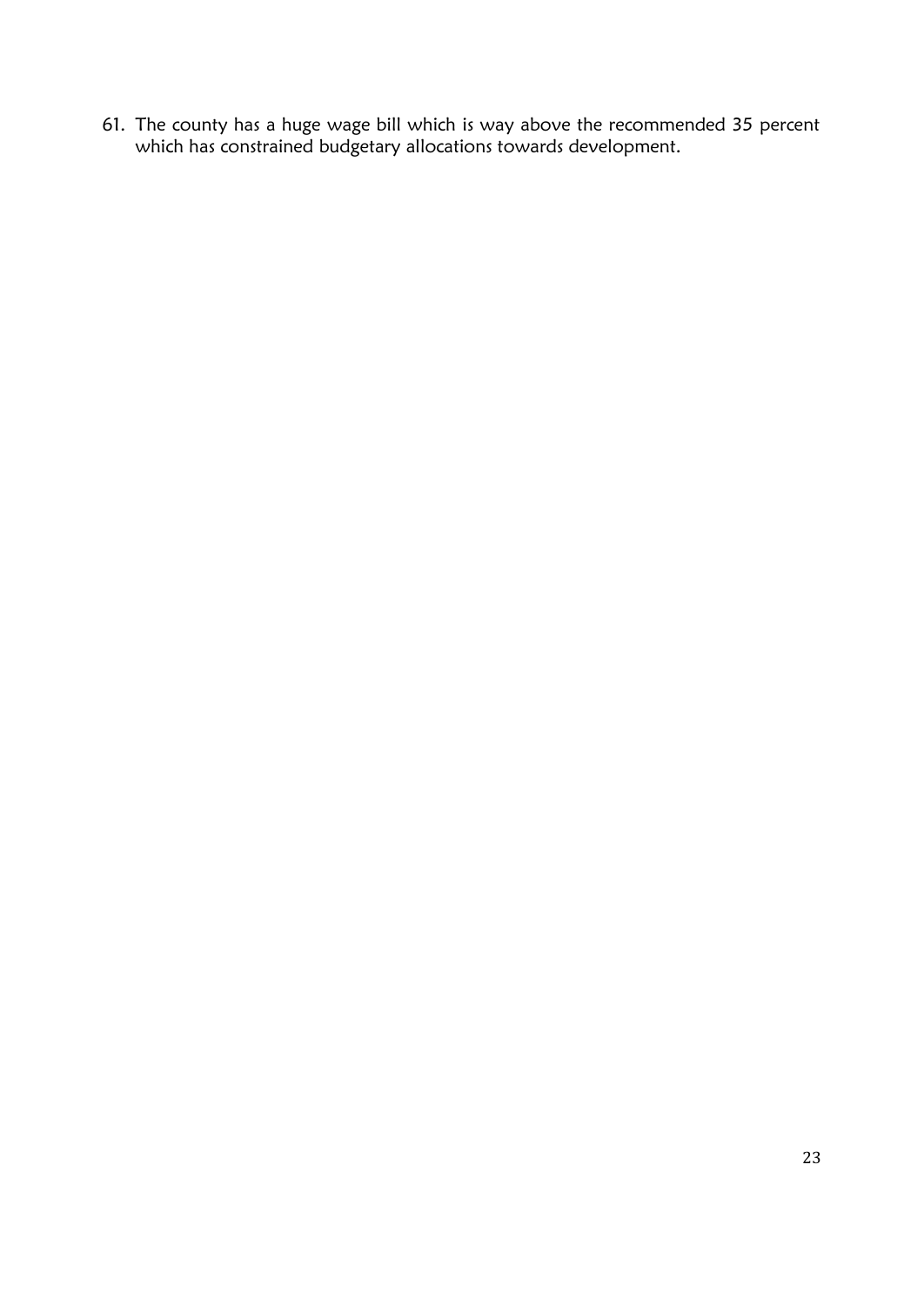61. The county has a huge wage bill which is way above the recommended 35 percent which has constrained budgetary allocations towards development.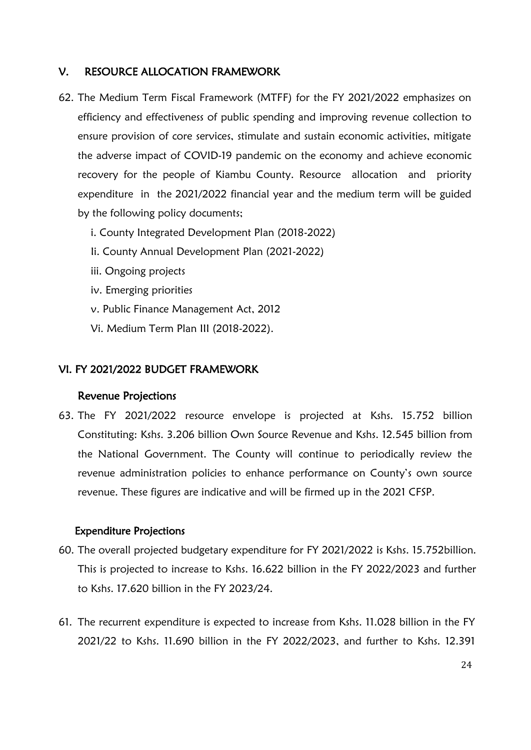## V. RESOURCE ALLOCATION FRAMEWORK

62. The Medium Term Fiscal Framework (MTFF) for the FY 2021/2022 emphasizes on efficiency and effectiveness of public spending and improving revenue collection to ensure provision of core services, stimulate and sustain economic activities, mitigate the adverse impact of COVID-19 pandemic on the economy and achieve economic recovery for the people of Kiambu County. Resource allocation and priority expenditure in the 2021/2022 financial year and the medium term will be guided by the following policy documents;

    i. County Integrated Development Plan (2018-2022)

    Ii. County Annual Development Plan (2021-2022)

    iii. Ongoing projects

    iv. Emerging priorities

    v. Public Finance Management Act, 2012

    Vi. Medium Term Plan III (2018-2022).

## VI. FY 2021/2022 BUDGET FRAMEWORK

### Revenue Projections

63. The FY 2021/2022 resource envelope is projected at Kshs. 15.752 billion Constituting: Kshs. 3.206 billion Own Source Revenue and Kshs. 12.545 billion from the National Government. The County will continue to periodically review the revenue administration policies to enhance performance on County's own source revenue. These figures are indicative and will be firmed up in the 2021 CFSP.

### Expenditure Projections

60. The overall projected budgetary expenditure for FY 2021/2022 is Kshs. 15.752billion. This is projected to increase to Kshs. 16.622 billion in the FY 2022/2023 and further to Kshs. 17.620 billion in the FY 2023/24.

61. The recurrent expenditure is expected to increase from Kshs. 11.028 billion in the FY 2021/22 to Kshs. 11.690 billion in the FY 2022/2023, and further to Kshs. 12.391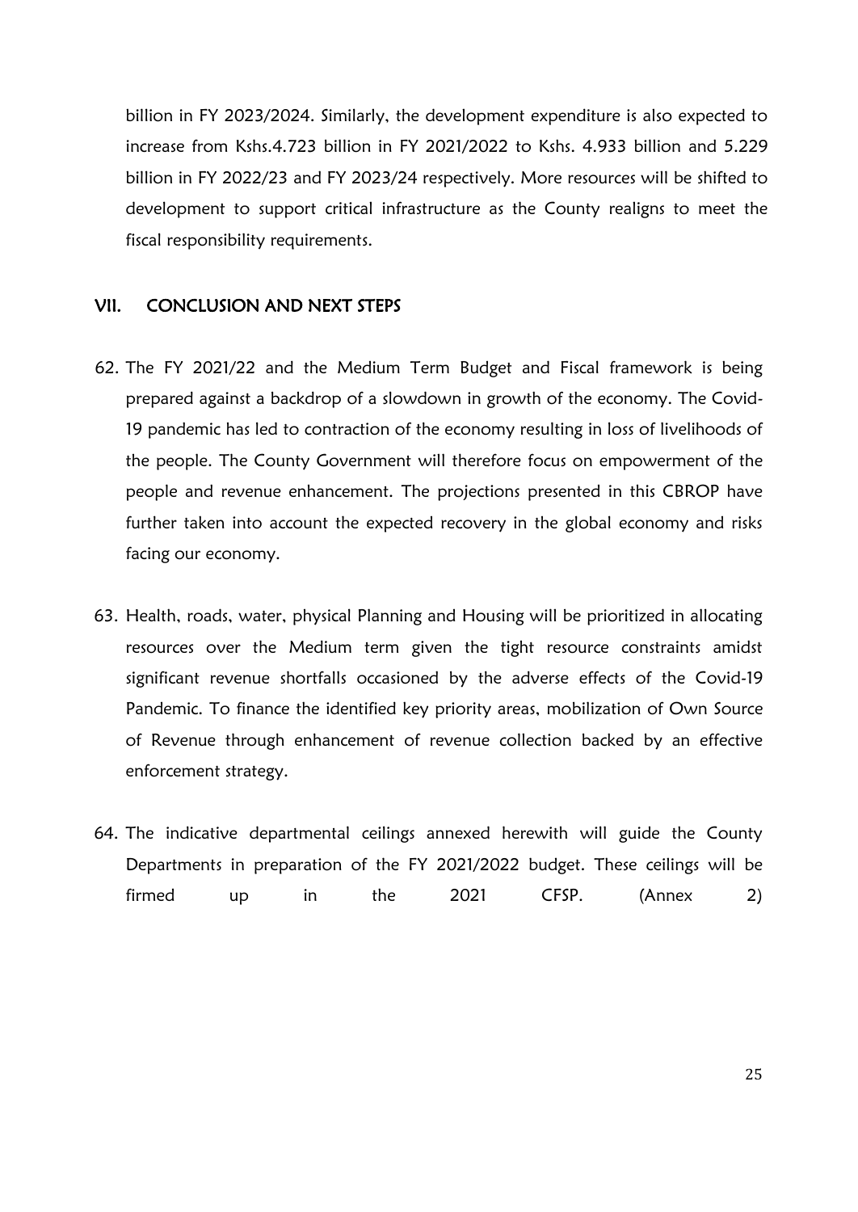billion in FY 2023/2024. Similarly, the development expenditure is also expected to increase from Kshs.4.723 billion in FY 2021/2022 to Kshs. 4.933 billion and 5.229 billion in FY 2022/23 and FY 2023/24 respectively. More resources will be shifted to development to support critical infrastructure as the County realigns to meet the fiscal responsibility requirements.

## VII. CONCLUSION AND NEXT STEPS

62. The FY 2021/22 and the Medium Term Budget and Fiscal framework is being prepared against a backdrop of a slowdown in growth of the economy. The Covid-19 pandemic has led to contraction of the economy resulting in loss of livelihoods of the people. The County Government will therefore focus on empowerment of the people and revenue enhancement. The projections presented in this CBROP have further taken into account the expected recovery in the global economy and risks facing our economy.

63. Health, roads, water, physical Planning and Housing will be prioritized in allocating resources over the Medium term given the tight resource constraints amidst significant revenue shortfalls occasioned by the adverse effects of the Covid-19 Pandemic. To finance the identified key priority areas, mobilization of Own Source of Revenue through enhancement of revenue collection backed by an effective enforcement strategy.

64. The indicative departmental ceilings annexed herewith will guide the County Departments in preparation of the FY 2021/2022 budget. These ceilings will be firmed up in the 2021 CFSP. (Annex 2)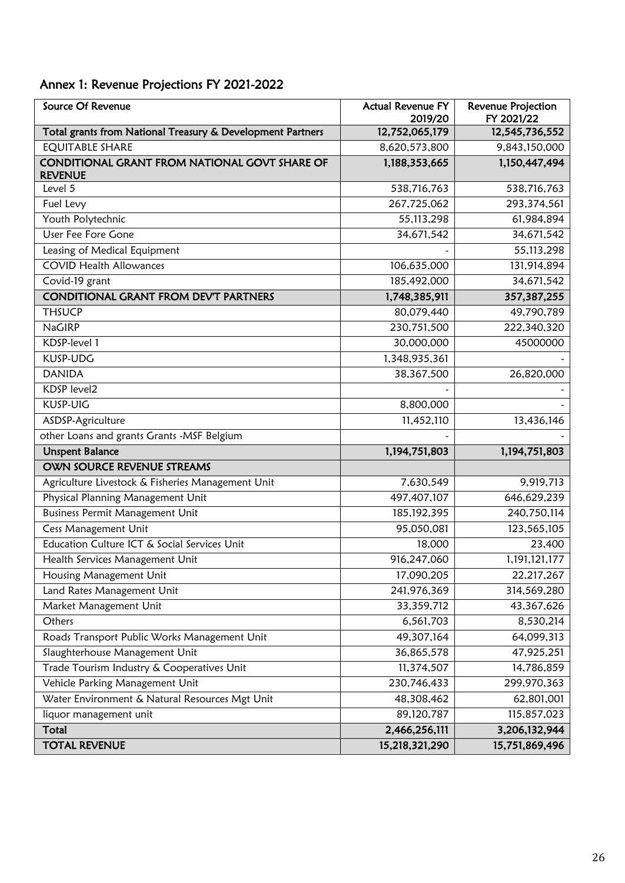## Annex 1: Revenue Projections FY 2021-2022

| Source Of Revenue | Actual Revenue FY 2019/20 | Revenue Projection FY 2021/22 |
|---|---|---|
| **Total grants from National Treasury & Development Partners** | **12,752,065,179** | **12,545,736,552** |
| EQUITABLE SHARE | 8,620,573,800 | 9,843,150,000 |
| **CONDITIONAL GRANT FROM NATIONAL GOVT SHARE OF REVENUE** | **1,188,353,665** | **1,150,447,494** |
| Level 5 | 538,716,763 | 538,716,763 |
| Fuel Levy | 267,725,062 | 293,374,561 |
| Youth Polytechnic | 55,113,298 | 61,984,894 |
| User Fee Fore Gone | 34,671,542 | 34,671,542 |
| Leasing of Medical Equipment | - | 55,113,298 |
| COVID Health Allowances | 106,635,000 | 131,914,894 |
| Covid-19 grant | 185,492,000 | 34,671,542 |
| **CONDITIONAL GRANT FROM DEV'T PARTNERS** | **1,748,385,911** | **357,387,255** |
| THSUCP | 80,079,440 | 49,790,789 |
| NaGIRP | 230,751,500 | 222,340,320 |
| KDSP-level 1 | 30,000,000 | 45000000 |
| KUSP-UDG | 1,348,935,361 | - |
| DANIDA | 38,367,500 | 26,820,000 |
| KDSP level2 | - | - |
| KUSP-UIG | 8,800,000 | - |
| ASDSP-Agriculture | 11,452,110 | 13,436,146 |
| other Loans and grants Grants -MSF Belgium | - | - |
| **Unspent Balance** | **1,194,751,803** | **1,194,751,803** |
| **OWN SOURCE REVENUE STREAMS** | | |
| Agriculture Livestock & Fisheries Management Unit | 7,630,549 | 9,919,713 |
| Physical Planning Management Unit | 497,407,107 | 646,629,239 |
| Business Permit Management Unit | 185,192,395 | 240,750,114 |
| Cess Management Unit | 95,050,081 | 123,565,105 |
| Education Culture ICT & Social Services Unit | 18,000 | 23,400 |
| Health Services Management Unit | 916,247,060 | 1,191,121,177 |
| Housing Management Unit | 17,090,205 | 22,217,267 |
| Land Rates Management Unit | 241,976,369 | 314,569,280 |
| Market Management Unit | 33,359,712 | 43,367,626 |
| Others | 6,561,703 | 8,530,214 |
| Roads Transport Public Works Management Unit | 49,307,164 | 64,099,313 |
| Slaughterhouse Management Unit | 36,865,578 | 47,925,251 |
| Trade Tourism Industry & Cooperatives Unit | 11,374,507 | 14,786,859 |
| Vehicle Parking Management Unit | 230,746,433 | 299,970,363 |
| Water Environment & Natural Resources Mgt Unit | 48,308,462 | 62,801,001 |
| liquor management unit | 89,120,787 | 115,857,023 |
| **Total** | **2,466,256,111** | **3,206,132,944** |
| **TOTAL REVENUE** | **15,218,321,290** | **15,751,869,496** |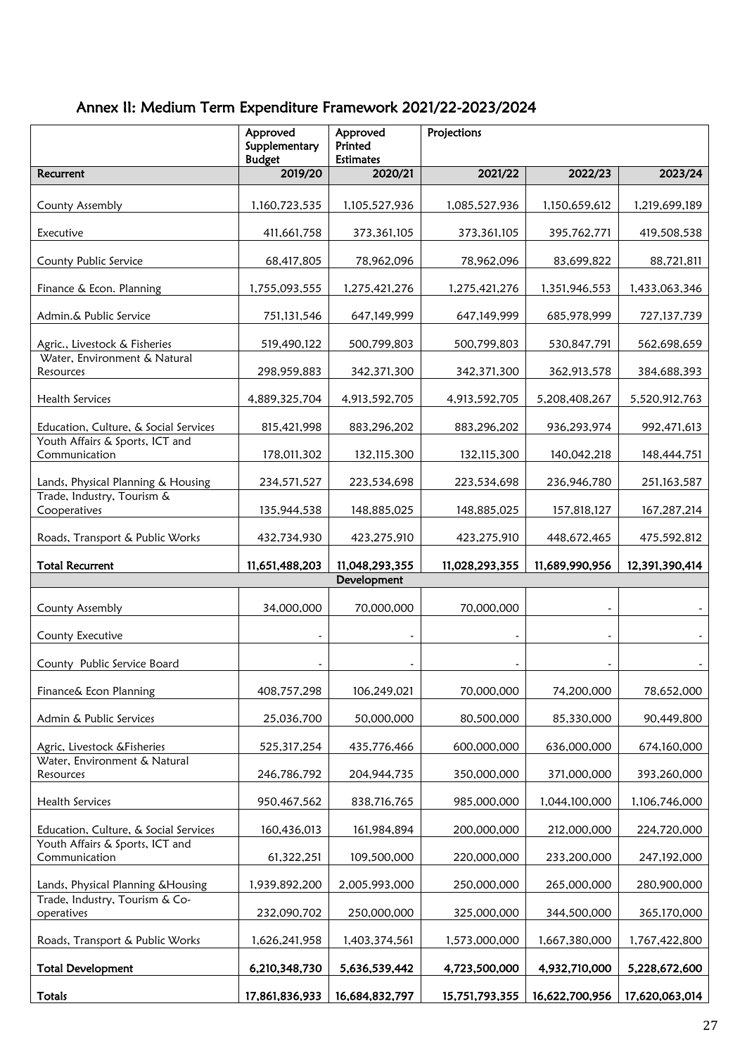## Annex II: Medium Term Expenditure Framework 2021/22-2023/2024

| | Approved Supplementary Budget | Approved Printed Estimates | Projections | | |
|---|---|---|---|---|---|
| **Recurrent** | **2019/20** | **2020/21** | **2021/22** | **2022/23** | **2023/24** |
| County Assembly | 1,160,723,535 | 1,105,527,936 | 1,085,527,936 | 1,150,659,612 | 1,219,699,189 |
| Executive | 411,661,758 | 373,361,105 | 373,361,105 | 395,762,771 | 419,508,538 |
| County Public Service | 68,417,805 | 78,962,096 | 78,962,096 | 83,699,822 | 88,721,811 |
| Finance & Econ. Planning | 1,755,093,555 | 1,275,421,276 | 1,275,421,276 | 1,351,946,553 | 1,433,063,346 |
| Admin.& Public Service | 751,131,546 | 647,149,999 | 647,149,999 | 685,978,999 | 727,137,739 |
| Agric., Livestock & Fisheries | 519,490,122 | 500,799,803 | 500,799,803 | 530,847,791 | 562,698,659 |
| Water, Environment & Natural Resources | 298,959,883 | 342,371,300 | 342,371,300 | 362,913,578 | 384,688,393 |
| Health Services | 4,889,325,704 | 4,913,592,705 | 4,913,592,705 | 5,208,408,267 | 5,520,912,763 |
| Education, Culture, & Social Services | 815,421,998 | 883,296,202 | 883,296,202 | 936,293,974 | 992,471,613 |
| Youth Affairs & Sports, ICT and Communication | 178,011,302 | 132,115,300 | 132,115,300 | 140,042,218 | 148,444,751 |
| Lands, Physical Planning & Housing | 234,571,527 | 223,534,698 | 223,534,698 | 236,946,780 | 251,163,587 |
| Trade, Industry, Tourism & Cooperatives | 135,944,538 | 148,885,025 | 148,885,025 | 157,818,127 | 167,287,214 |
| Roads, Transport & Public Works | 432,734,930 | 423,275,910 | 423,275,910 | 448,672,465 | 475,592,812 |
| **Total Recurrent** | **11,651,488,203** | **11,048,293,355** | **11,028,293,355** | **11,689,990,956** | **12,391,390,414** |
| | | **Development** | | | |
| County Assembly | 34,000,000 | 70,000,000 | 70,000,000 | - | - |
| County Executive | - | - | - | - | - |
| County Public Service Board | - | - | - | - | - |
| Finance& Econ Planning | 408,757,298 | 106,249,021 | 70,000,000 | 74,200,000 | 78,652,000 |
| Admin & Public Services | 25,036,700 | 50,000,000 | 80,500,000 | 85,330,000 | 90,449,800 |
| Agric, Livestock &Fisheries | 525,317,254 | 435,776,466 | 600,000,000 | 636,000,000 | 674,160,000 |
| Water, Environment & Natural Resources | 246,786,792 | 204,944,735 | 350,000,000 | 371,000,000 | 393,260,000 |
| Health Services | 950,467,562 | 838,716,765 | 985,000,000 | 1,044,100,000 | 1,106,746,000 |
| Education, Culture, & Social Services | 160,436,013 | 161,984,894 | 200,000,000 | 212,000,000 | 224,720,000 |
| Youth Affairs & Sports, ICT and Communication | 61,322,251 | 109,500,000 | 220,000,000 | 233,200,000 | 247,192,000 |
| Lands, Physical Planning &Housing | 1,939,892,200 | 2,005,993,000 | 250,000,000 | 265,000,000 | 280,900,000 |
| Trade, Industry, Tourism & Co-operatives | 232,090,702 | 250,000,000 | 325,000,000 | 344,500,000 | 365,170,000 |
| Roads, Transport & Public Works | 1,626,241,958 | 1,403,374,561 | 1,573,000,000 | 1,667,380,000 | 1,767,422,800 |
| **Total Development** | **6,210,348,730** | **5,636,539,442** | **4,723,500,000** | **4,932,710,000** | **5,228,672,600** |
| **Totals** | **17,861,836,933** | **16,684,832,797** | **15,751,793,355** | **16,622,700,956** | **17,620,063,014** |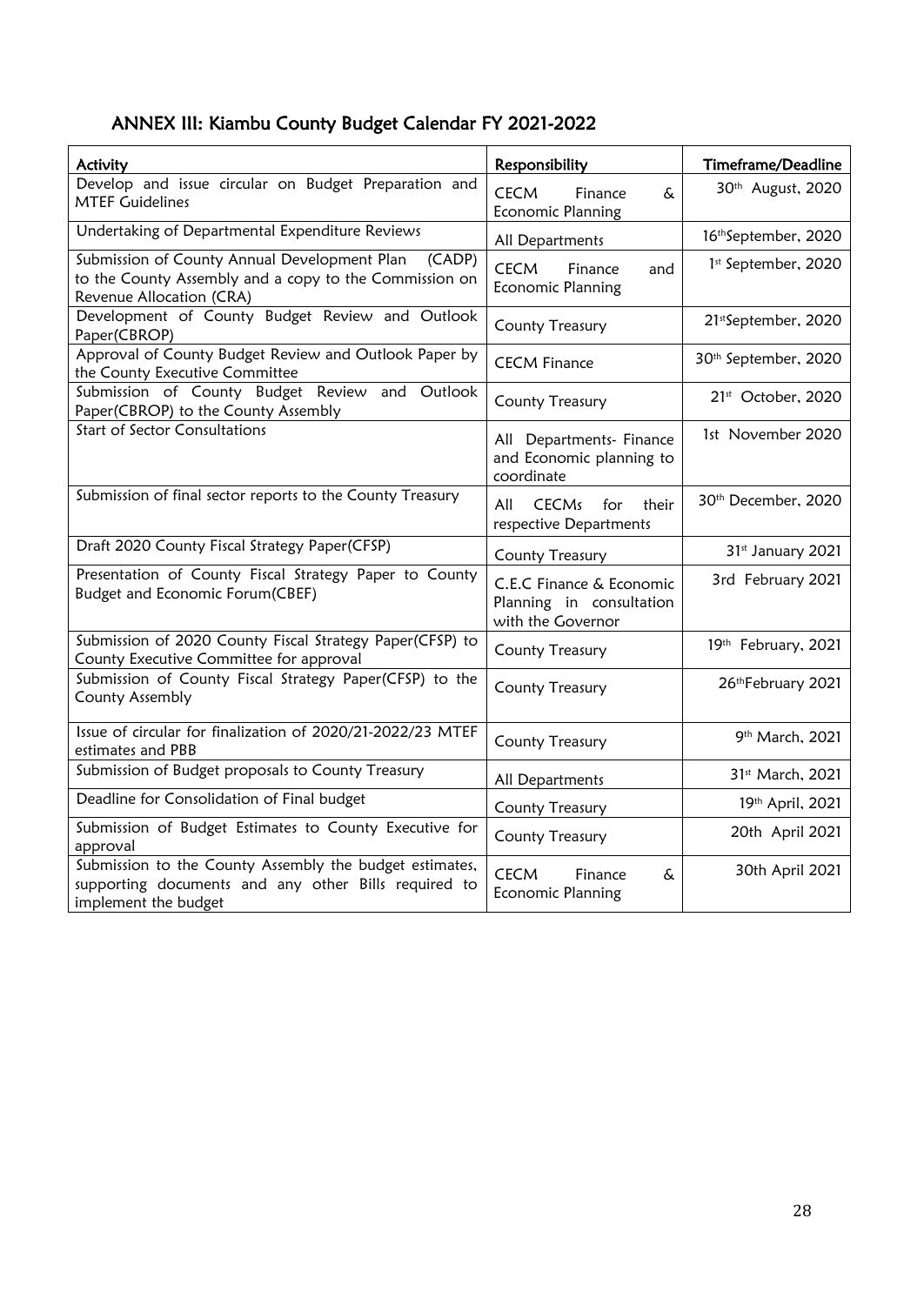## ANNEX III: Kiambu County Budget Calendar FY 2021-2022

| Activity | Responsibility | Timeframe/Deadline |
|---|---|---|
| Develop and issue circular on Budget Preparation and MTEF Guidelines | CECM Finance & Economic Planning | 30th August, 2020 |
| Undertaking of Departmental Expenditure Reviews | All Departments | 16th September, 2020 |
| Submission of County Annual Development Plan (CADP) to the County Assembly and a copy to the Commission on Revenue Allocation (CRA) | CECM Finance and Economic Planning | 1st September, 2020 |
| Development of County Budget Review and Outlook Paper(CBROP) | County Treasury | 21st September, 2020 |
| Approval of County Budget Review and Outlook Paper by the County Executive Committee | CECM Finance | 30th September, 2020 |
| Submission of County Budget Review and Outlook Paper(CBROP) to the County Assembly | County Treasury | 21st October, 2020 |
| Start of Sector Consultations | All Departments- Finance and Economic planning to coordinate | 1st November 2020 |
| Submission of final sector reports to the County Treasury | All CECMs for their respective Departments | 30th December, 2020 |
| Draft 2020 County Fiscal Strategy Paper(CFSP) | County Treasury | 31st January 2021 |
| Presentation of County Fiscal Strategy Paper to County Budget and Economic Forum(CBEF) | C.E.C Finance & Economic Planning in consultation with the Governor | 3rd February 2021 |
| Submission of 2020 County Fiscal Strategy Paper(CFSP) to County Executive Committee for approval | County Treasury | 19th February, 2021 |
| Submission of County Fiscal Strategy Paper(CFSP) to the County Assembly | County Treasury | 26th February 2021 |
| Issue of circular for finalization of 2020/21-2022/23 MTEF estimates and PBB | County Treasury | 9th March, 2021 |
| Submission of Budget proposals to County Treasury | All Departments | 31st March, 2021 |
| Deadline for Consolidation of Final budget | County Treasury | 19th April, 2021 |
| Submission of Budget Estimates to County Executive for approval | County Treasury | 20th April 2021 |
| Submission to the County Assembly the budget estimates, supporting documents and any other Bills required to implement the budget | CECM Finance & Economic Planning | 30th April 2021 |